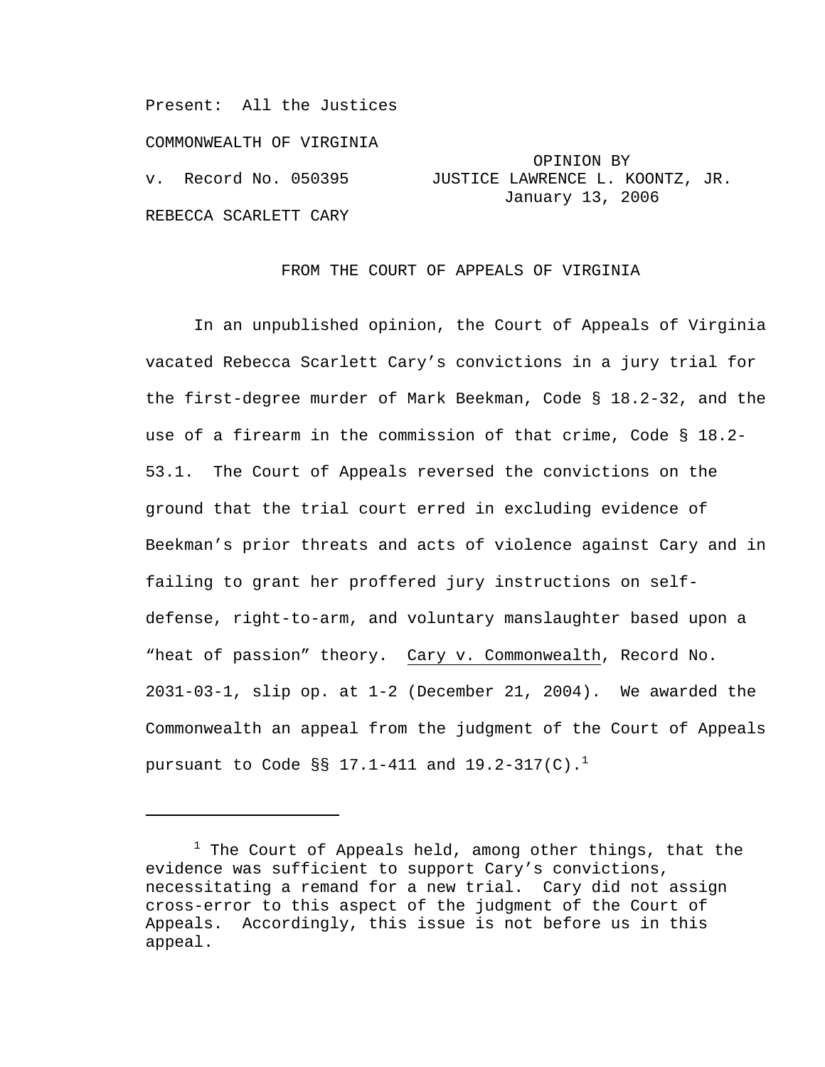Present: All the Justices

COMMONWEALTH OF VIRGINIA

v. Record No. 050395 OPINION BY JUSTICE LAWRENCE L. KOONTZ, JR. January 13, 2006

REBECCA SCARLETT CARY

FROM THE COURT OF APPEALS OF VIRGINIA

In an unpublished opinion, the Court of Appeals of Virginia vacated Rebecca Scarlett Cary's convictions in a jury trial for the first-degree murder of Mark Beekman, Code § 18.2-32, and the use of a firearm in the commission of that crime, Code § 18.2-53.1. The Court of Appeals reversed the convictions on the ground that the trial court erred in excluding evidence of Beekman's prior threats and acts of violence against Cary and in failing to grant her proffered jury instructions on self-defense, right-to-arm, and voluntary manslaughter based upon a "heat of passion" theory. Cary v. Commonwealth, Record No. 2031-03-1, slip op. at 1-2 (December 21, 2004). We awarded the Commonwealth an appeal from the judgment of the Court of Appeals pursuant to Code §§ 17.1-411 and 19.2-317(C).[1]

---

[1] The Court of Appeals held, among other things, that the evidence was sufficient to support Cary's convictions, necessitating a remand for a new trial. Cary did not assign cross-error to this aspect of the judgment of the Court of Appeals. Accordingly, this issue is not before us in this appeal.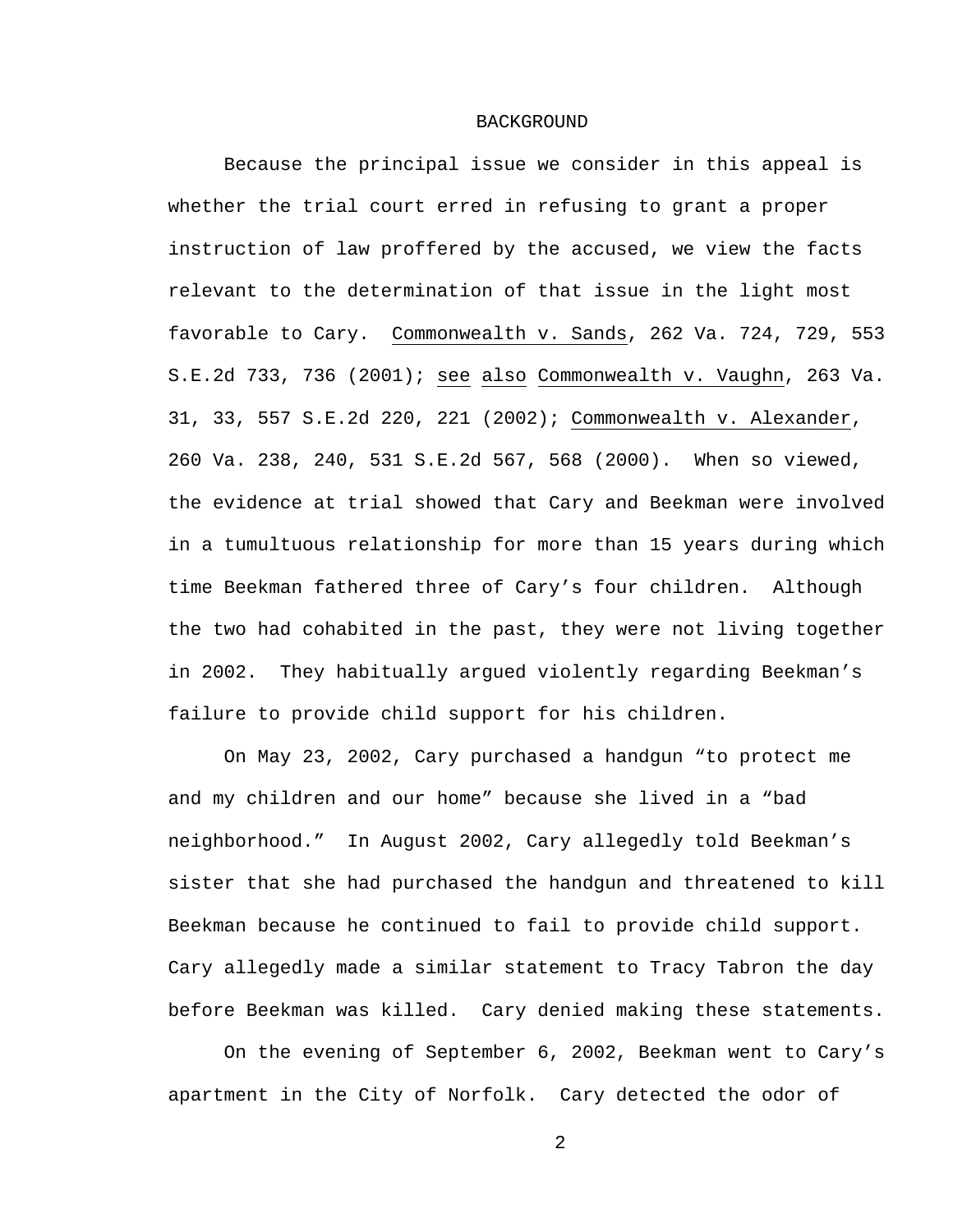## BACKGROUND

Because the principal issue we consider in this appeal is whether the trial court erred in refusing to grant a proper instruction of law proffered by the accused, we view the facts relevant to the determination of that issue in the light most favorable to Cary. Commonwealth v. Sands, 262 Va. 724, 729, 553 S.E.2d 733, 736 (2001); see also Commonwealth v. Vaughn, 263 Va. 31, 33, 557 S.E.2d 220, 221 (2002); Commonwealth v. Alexander, 260 Va. 238, 240, 531 S.E.2d 567, 568 (2000). When so viewed, the evidence at trial showed that Cary and Beekman were involved in a tumultuous relationship for more than 15 years during which time Beekman fathered three of Cary's four children. Although the two had cohabited in the past, they were not living together in 2002. They habitually argued violently regarding Beekman's failure to provide child support for his children.

On May 23, 2002, Cary purchased a handgun "to protect me and my children and our home" because she lived in a "bad neighborhood." In August 2002, Cary allegedly told Beekman's sister that she had purchased the handgun and threatened to kill Beekman because he continued to fail to provide child support. Cary allegedly made a similar statement to Tracy Tabron the day before Beekman was killed. Cary denied making these statements.

On the evening of September 6, 2002, Beekman went to Cary's apartment in the City of Norfolk. Cary detected the odor of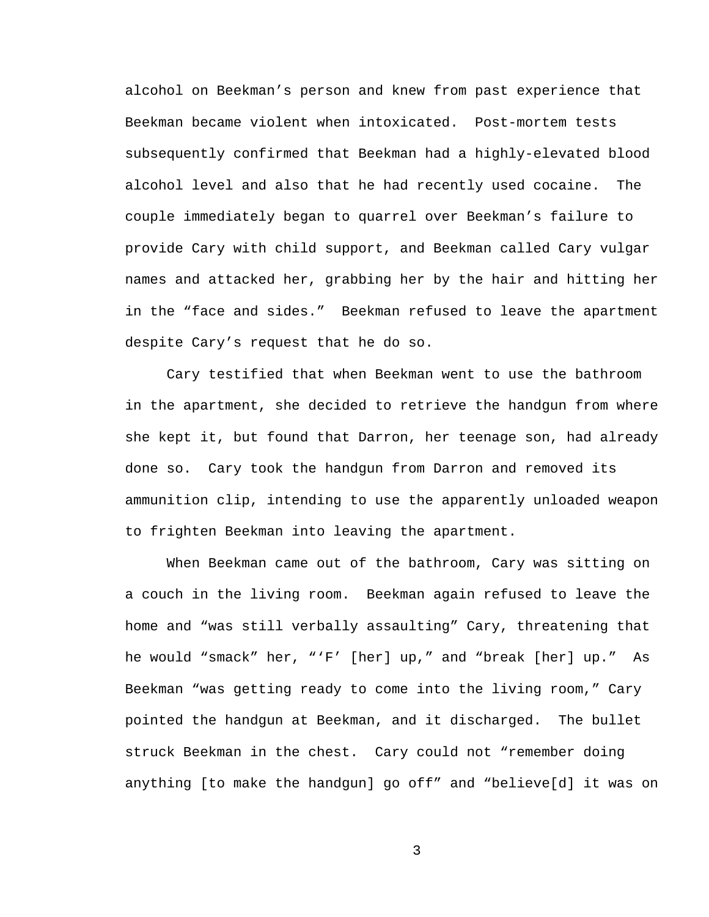alcohol on Beekman’s person and knew from past experience that Beekman became violent when intoxicated. Post-mortem tests subsequently confirmed that Beekman had a highly-elevated blood alcohol level and also that he had recently used cocaine. The couple immediately began to quarrel over Beekman’s failure to provide Cary with child support, and Beekman called Cary vulgar names and attacked her, grabbing her by the hair and hitting her in the “face and sides.” Beekman refused to leave the apartment despite Cary’s request that he do so.

Cary testified that when Beekman went to use the bathroom in the apartment, she decided to retrieve the handgun from where she kept it, but found that Darron, her teenage son, had already done so. Cary took the handgun from Darron and removed its ammunition clip, intending to use the apparently unloaded weapon to frighten Beekman into leaving the apartment.

When Beekman came out of the bathroom, Cary was sitting on a couch in the living room. Beekman again refused to leave the home and “was still verbally assaulting” Cary, threatening that he would “smack” her, “‘F’ [her] up,” and “break [her] up.” As Beekman “was getting ready to come into the living room,” Cary pointed the handgun at Beekman, and it discharged. The bullet struck Beekman in the chest. Cary could not “remember doing anything [to make the handgun] go off” and “believe[d] it was on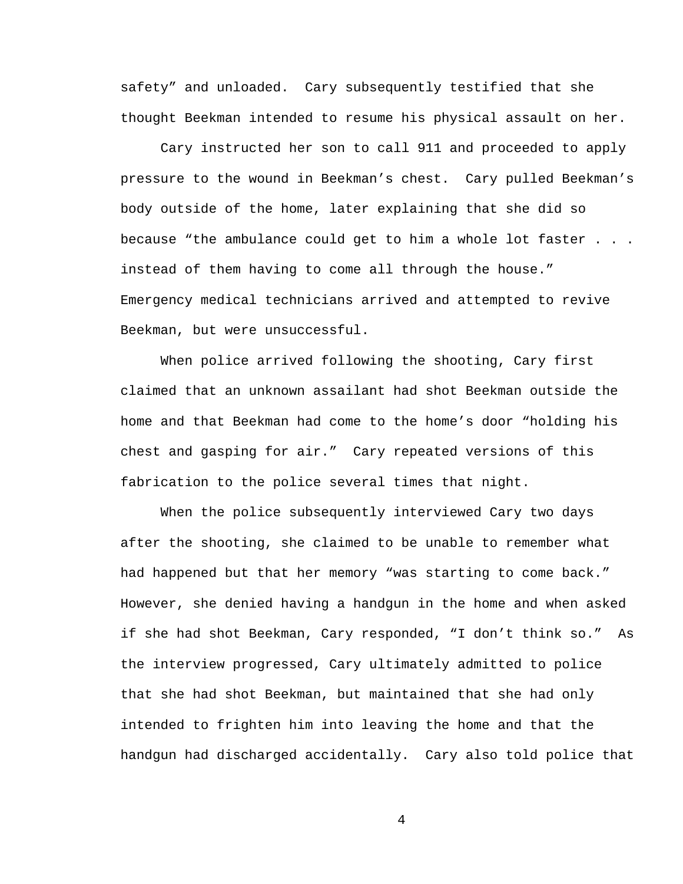safety" and unloaded. Cary subsequently testified that she thought Beekman intended to resume his physical assault on her.

Cary instructed her son to call 911 and proceeded to apply pressure to the wound in Beekman's chest. Cary pulled Beekman's body outside of the home, later explaining that she did so because "the ambulance could get to him a whole lot faster . . . instead of them having to come all through the house." Emergency medical technicians arrived and attempted to revive Beekman, but were unsuccessful.

When police arrived following the shooting, Cary first claimed that an unknown assailant had shot Beekman outside the home and that Beekman had come to the home's door "holding his chest and gasping for air." Cary repeated versions of this fabrication to the police several times that night.

When the police subsequently interviewed Cary two days after the shooting, she claimed to be unable to remember what had happened but that her memory "was starting to come back." However, she denied having a handgun in the home and when asked if she had shot Beekman, Cary responded, "I don't think so." As the interview progressed, Cary ultimately admitted to police that she had shot Beekman, but maintained that she had only intended to frighten him into leaving the home and that the handgun had discharged accidentally. Cary also told police that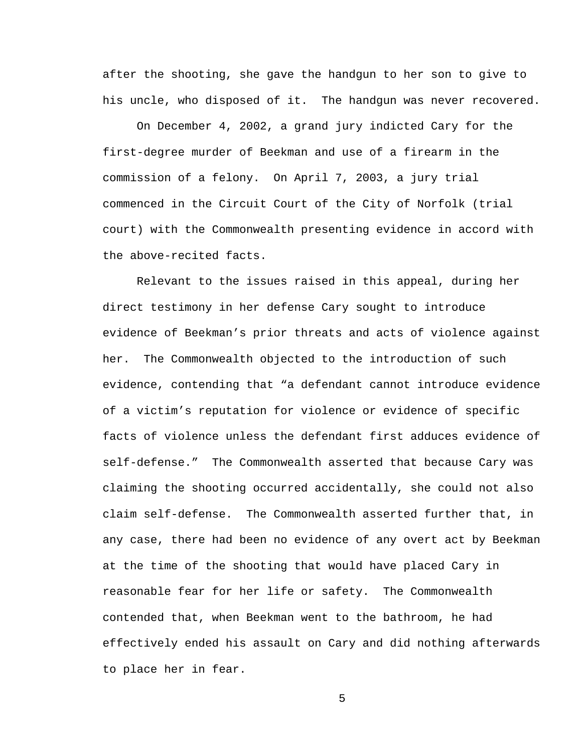after the shooting, she gave the handgun to her son to give to his uncle, who disposed of it. The handgun was never recovered.

On December 4, 2002, a grand jury indicted Cary for the first-degree murder of Beekman and use of a firearm in the commission of a felony. On April 7, 2003, a jury trial commenced in the Circuit Court of the City of Norfolk (trial court) with the Commonwealth presenting evidence in accord with the above-recited facts.

Relevant to the issues raised in this appeal, during her direct testimony in her defense Cary sought to introduce evidence of Beekman's prior threats and acts of violence against her. The Commonwealth objected to the introduction of such evidence, contending that "a defendant cannot introduce evidence of a victim's reputation for violence or evidence of specific facts of violence unless the defendant first adduces evidence of self-defense." The Commonwealth asserted that because Cary was claiming the shooting occurred accidentally, she could not also claim self-defense. The Commonwealth asserted further that, in any case, there had been no evidence of any overt act by Beekman at the time of the shooting that would have placed Cary in reasonable fear for her life or safety. The Commonwealth contended that, when Beekman went to the bathroom, he had effectively ended his assault on Cary and did nothing afterwards to place her in fear.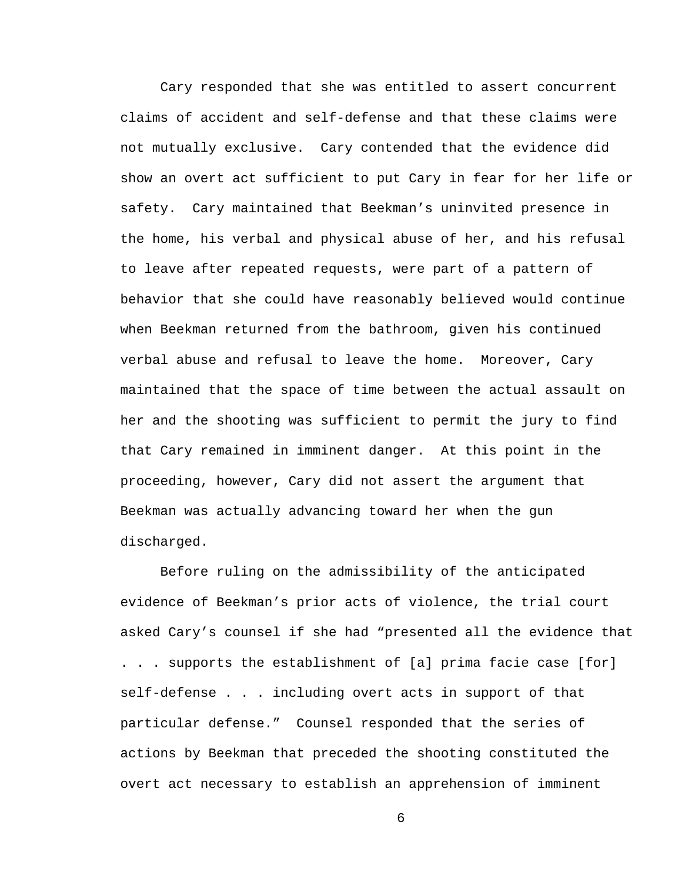Cary responded that she was entitled to assert concurrent claims of accident and self-defense and that these claims were not mutually exclusive. Cary contended that the evidence did show an overt act sufficient to put Cary in fear for her life or safety. Cary maintained that Beekman's uninvited presence in the home, his verbal and physical abuse of her, and his refusal to leave after repeated requests, were part of a pattern of behavior that she could have reasonably believed would continue when Beekman returned from the bathroom, given his continued verbal abuse and refusal to leave the home. Moreover, Cary maintained that the space of time between the actual assault on her and the shooting was sufficient to permit the jury to find that Cary remained in imminent danger. At this point in the proceeding, however, Cary did not assert the argument that Beekman was actually advancing toward her when the gun discharged.

Before ruling on the admissibility of the anticipated evidence of Beekman's prior acts of violence, the trial court asked Cary's counsel if she had "presented all the evidence that . . . supports the establishment of [a] prima facie case [for] self-defense . . . including overt acts in support of that particular defense." Counsel responded that the series of actions by Beekman that preceded the shooting constituted the overt act necessary to establish an apprehension of imminent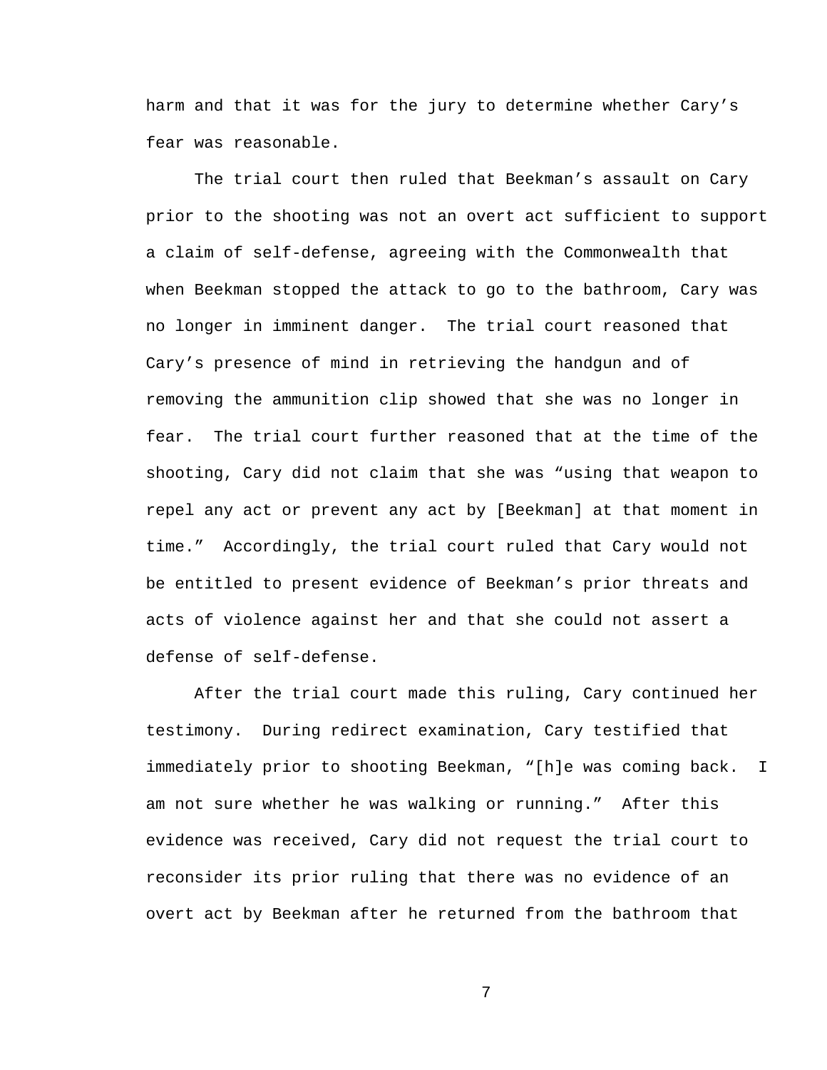harm and that it was for the jury to determine whether Cary's fear was reasonable.

The trial court then ruled that Beekman's assault on Cary prior to the shooting was not an overt act sufficient to support a claim of self-defense, agreeing with the Commonwealth that when Beekman stopped the attack to go to the bathroom, Cary was no longer in imminent danger. The trial court reasoned that Cary's presence of mind in retrieving the handgun and of removing the ammunition clip showed that she was no longer in fear. The trial court further reasoned that at the time of the shooting, Cary did not claim that she was "using that weapon to repel any act or prevent any act by [Beekman] at that moment in time." Accordingly, the trial court ruled that Cary would not be entitled to present evidence of Beekman's prior threats and acts of violence against her and that she could not assert a defense of self-defense.

After the trial court made this ruling, Cary continued her testimony. During redirect examination, Cary testified that immediately prior to shooting Beekman, "[h]e was coming back. I am not sure whether he was walking or running." After this evidence was received, Cary did not request the trial court to reconsider its prior ruling that there was no evidence of an overt act by Beekman after he returned from the bathroom that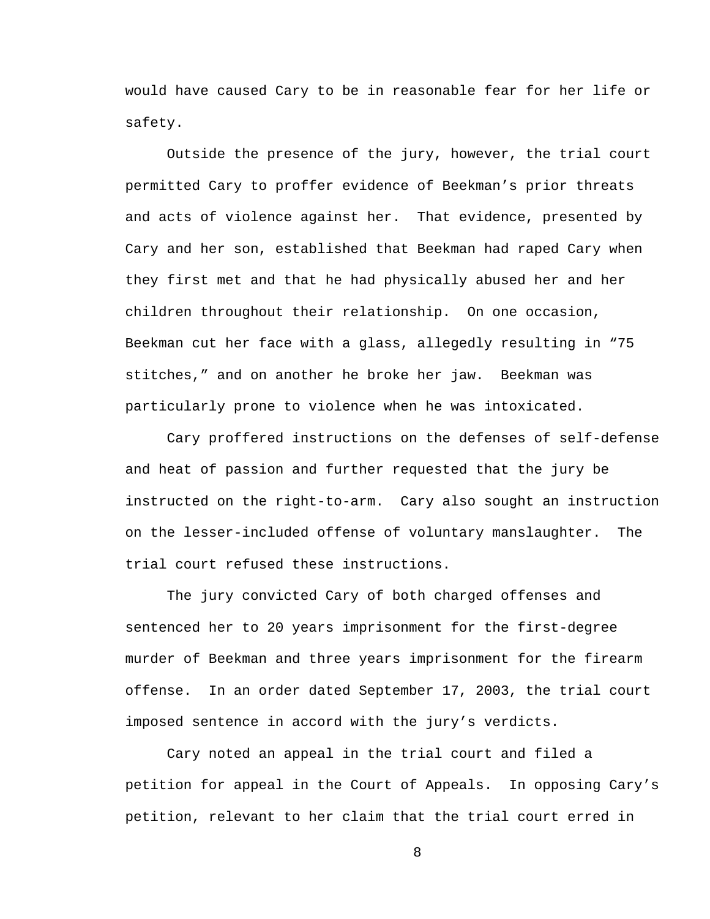would have caused Cary to be in reasonable fear for her life or safety.

Outside the presence of the jury, however, the trial court permitted Cary to proffer evidence of Beekman's prior threats and acts of violence against her. That evidence, presented by Cary and her son, established that Beekman had raped Cary when they first met and that he had physically abused her and her children throughout their relationship. On one occasion, Beekman cut her face with a glass, allegedly resulting in "75 stitches," and on another he broke her jaw. Beekman was particularly prone to violence when he was intoxicated.

Cary proffered instructions on the defenses of self-defense and heat of passion and further requested that the jury be instructed on the right-to-arm. Cary also sought an instruction on the lesser-included offense of voluntary manslaughter. The trial court refused these instructions.

The jury convicted Cary of both charged offenses and sentenced her to 20 years imprisonment for the first-degree murder of Beekman and three years imprisonment for the firearm offense. In an order dated September 17, 2003, the trial court imposed sentence in accord with the jury's verdicts.

Cary noted an appeal in the trial court and filed a petition for appeal in the Court of Appeals. In opposing Cary's petition, relevant to her claim that the trial court erred in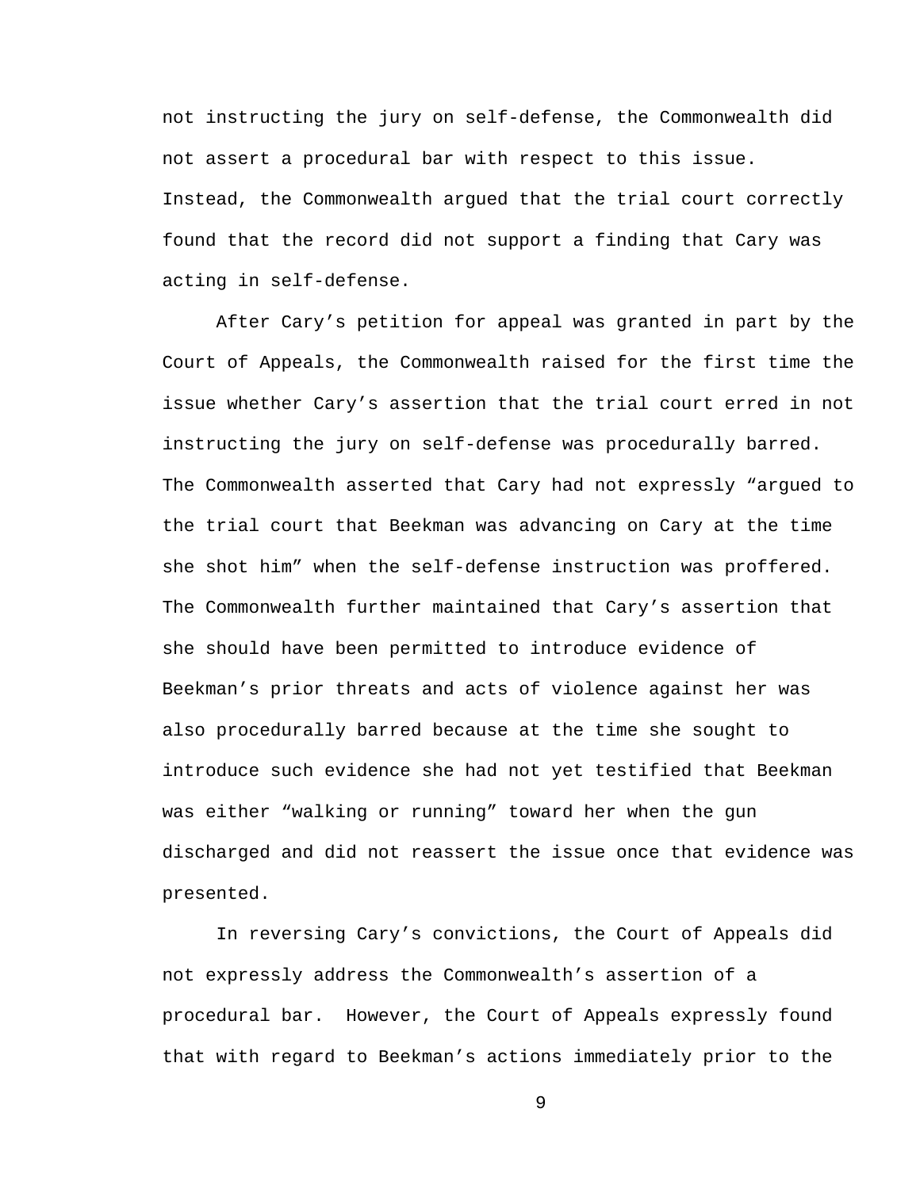not instructing the jury on self-defense, the Commonwealth did not assert a procedural bar with respect to this issue. Instead, the Commonwealth argued that the trial court correctly found that the record did not support a finding that Cary was acting in self-defense.

After Cary's petition for appeal was granted in part by the Court of Appeals, the Commonwealth raised for the first time the issue whether Cary's assertion that the trial court erred in not instructing the jury on self-defense was procedurally barred. The Commonwealth asserted that Cary had not expressly "argued to the trial court that Beekman was advancing on Cary at the time she shot him" when the self-defense instruction was proffered. The Commonwealth further maintained that Cary's assertion that she should have been permitted to introduce evidence of Beekman's prior threats and acts of violence against her was also procedurally barred because at the time she sought to introduce such evidence she had not yet testified that Beekman was either "walking or running" toward her when the gun discharged and did not reassert the issue once that evidence was presented.

In reversing Cary's convictions, the Court of Appeals did not expressly address the Commonwealth's assertion of a procedural bar. However, the Court of Appeals expressly found that with regard to Beekman's actions immediately prior to the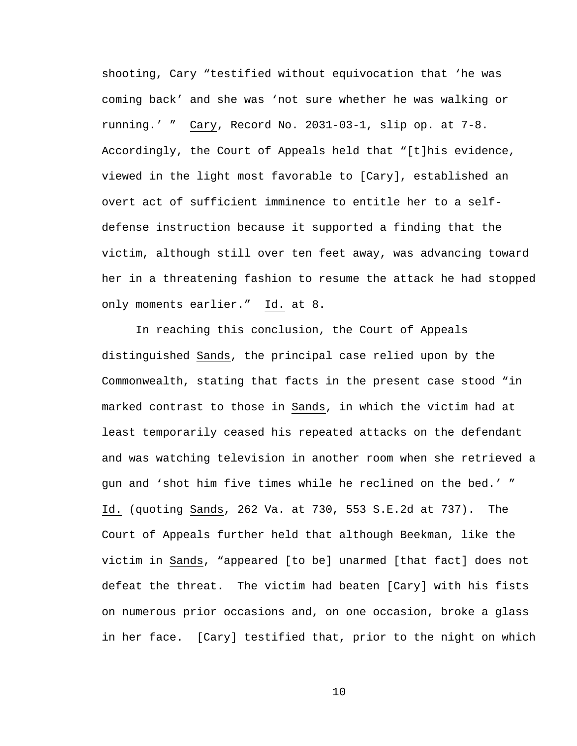shooting, Cary "testified without equivocation that 'he was coming back' and she was 'not sure whether he was walking or running.' " Cary, Record No. 2031-03-1, slip op. at 7-8. Accordingly, the Court of Appeals held that "[t]his evidence, viewed in the light most favorable to [Cary], established an overt act of sufficient imminence to entitle her to a self-defense instruction because it supported a finding that the victim, although still over ten feet away, was advancing toward her in a threatening fashion to resume the attack he had stopped only moments earlier." Id. at 8.

In reaching this conclusion, the Court of Appeals distinguished Sands, the principal case relied upon by the Commonwealth, stating that facts in the present case stood "in marked contrast to those in Sands, in which the victim had at least temporarily ceased his repeated attacks on the defendant and was watching television in another room when she retrieved a gun and 'shot him five times while he reclined on the bed.' " Id. (quoting Sands, 262 Va. at 730, 553 S.E.2d at 737). The Court of Appeals further held that although Beekman, like the victim in Sands, "appeared [to be] unarmed [that fact] does not defeat the threat. The victim had beaten [Cary] with his fists on numerous prior occasions and, on one occasion, broke a glass in her face. [Cary] testified that, prior to the night on which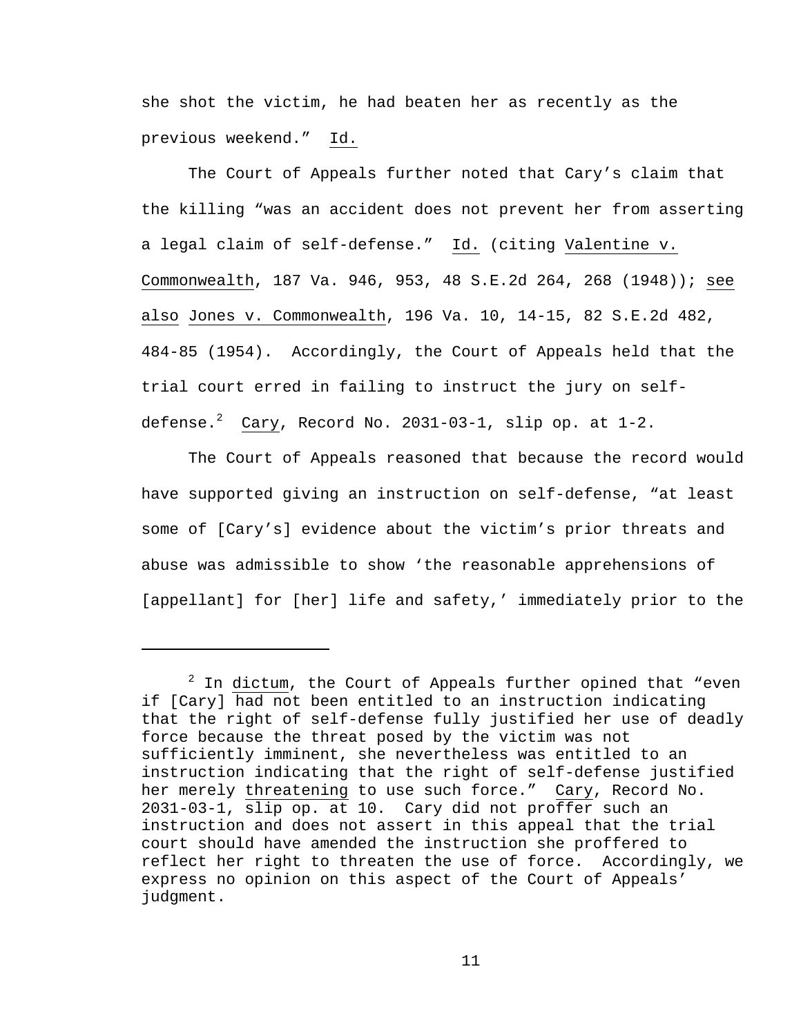she shot the victim, he had beaten her as recently as the previous weekend." Id.

The Court of Appeals further noted that Cary's claim that the killing "was an accident does not prevent her from asserting a legal claim of self-defense." Id. (citing Valentine v. Commonwealth, 187 Va. 946, 953, 48 S.E.2d 264, 268 (1948)); see also Jones v. Commonwealth, 196 Va. 10, 14-15, 82 S.E.2d 482, 484-85 (1954). Accordingly, the Court of Appeals held that the trial court erred in failing to instruct the jury on self-defense.[2] Cary, Record No. 2031-03-1, slip op. at 1-2.

The Court of Appeals reasoned that because the record would have supported giving an instruction on self-defense, "at least some of [Cary's] evidence about the victim's prior threats and abuse was admissible to show 'the reasonable apprehensions of [appellant] for [her] life and safety,' immediately prior to the

---

[2] In dictum, the Court of Appeals further opined that "even if [Cary] had not been entitled to an instruction indicating that the right of self-defense fully justified her use of deadly force because the threat posed by the victim was not sufficiently imminent, she nevertheless was entitled to an instruction indicating that the right of self-defense justified her merely threatening to use such force." Cary, Record No. 2031-03-1, slip op. at 10. Cary did not proffer such an instruction and does not assert in this appeal that the trial court should have amended the instruction she proffered to reflect her right to threaten the use of force. Accordingly, we express no opinion on this aspect of the Court of Appeals' judgment.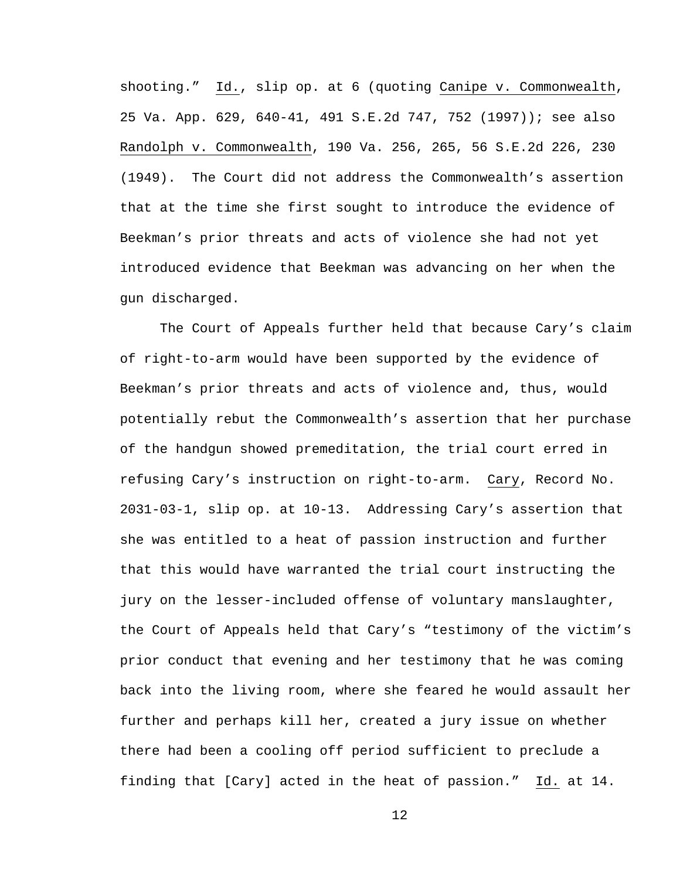shooting." Id., slip op. at 6 (quoting Canipe v. Commonwealth, 25 Va. App. 629, 640-41, 491 S.E.2d 747, 752 (1997)); see also Randolph v. Commonwealth, 190 Va. 256, 265, 56 S.E.2d 226, 230 (1949). The Court did not address the Commonwealth's assertion that at the time she first sought to introduce the evidence of Beekman's prior threats and acts of violence she had not yet introduced evidence that Beekman was advancing on her when the gun discharged.

The Court of Appeals further held that because Cary's claim of right-to-arm would have been supported by the evidence of Beekman's prior threats and acts of violence and, thus, would potentially rebut the Commonwealth's assertion that her purchase of the handgun showed premeditation, the trial court erred in refusing Cary's instruction on right-to-arm. Cary, Record No. 2031-03-1, slip op. at 10-13. Addressing Cary's assertion that she was entitled to a heat of passion instruction and further that this would have warranted the trial court instructing the jury on the lesser-included offense of voluntary manslaughter, the Court of Appeals held that Cary's "testimony of the victim's prior conduct that evening and her testimony that he was coming back into the living room, where she feared he would assault her further and perhaps kill her, created a jury issue on whether there had been a cooling off period sufficient to preclude a finding that [Cary] acted in the heat of passion." Id. at 14.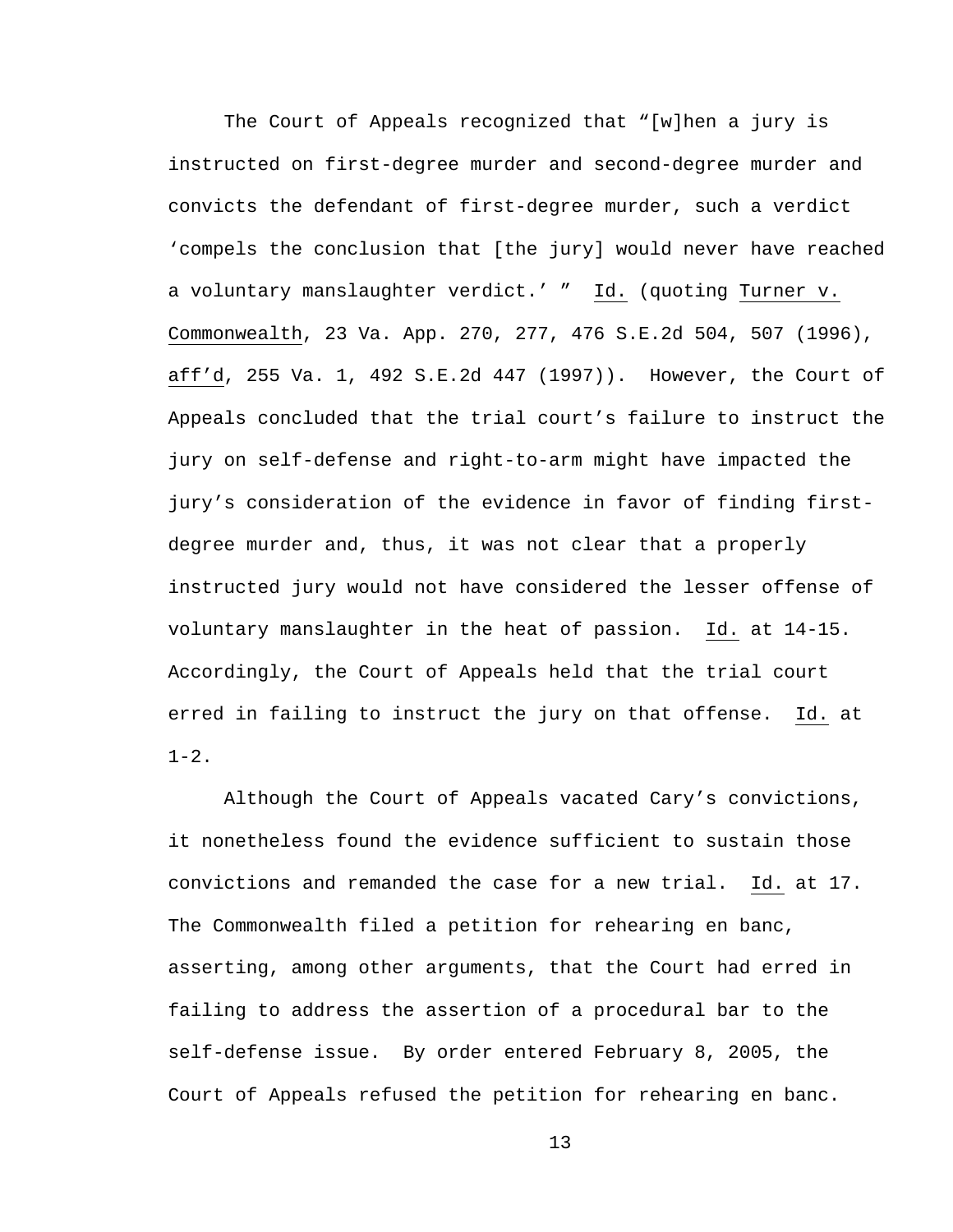The Court of Appeals recognized that "[w]hen a jury is instructed on first-degree murder and second-degree murder and convicts the defendant of first-degree murder, such a verdict 'compels the conclusion that [the jury] would never have reached a voluntary manslaughter verdict.' " Id. (quoting Turner v. Commonwealth, 23 Va. App. 270, 277, 476 S.E.2d 504, 507 (1996), aff'd, 255 Va. 1, 492 S.E.2d 447 (1997)). However, the Court of Appeals concluded that the trial court's failure to instruct the jury on self-defense and right-to-arm might have impacted the jury's consideration of the evidence in favor of finding first-degree murder and, thus, it was not clear that a properly instructed jury would not have considered the lesser offense of voluntary manslaughter in the heat of passion. Id. at 14-15. Accordingly, the Court of Appeals held that the trial court erred in failing to instruct the jury on that offense. Id. at 1-2.

Although the Court of Appeals vacated Cary's convictions, it nonetheless found the evidence sufficient to sustain those convictions and remanded the case for a new trial. Id. at 17. The Commonwealth filed a petition for rehearing en banc, asserting, among other arguments, that the Court had erred in failing to address the assertion of a procedural bar to the self-defense issue. By order entered February 8, 2005, the Court of Appeals refused the petition for rehearing en banc.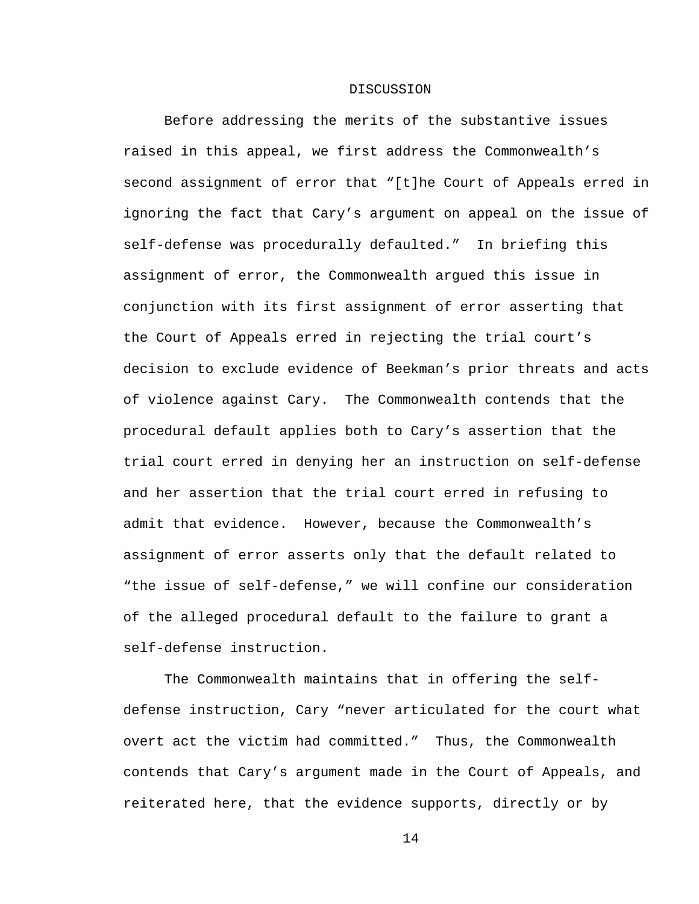## DISCUSSION

Before addressing the merits of the substantive issues raised in this appeal, we first address the Commonwealth's second assignment of error that "[t]he Court of Appeals erred in ignoring the fact that Cary's argument on appeal on the issue of self-defense was procedurally defaulted." In briefing this assignment of error, the Commonwealth argued this issue in conjunction with its first assignment of error asserting that the Court of Appeals erred in rejecting the trial court's decision to exclude evidence of Beekman's prior threats and acts of violence against Cary. The Commonwealth contends that the procedural default applies both to Cary's assertion that the trial court erred in denying her an instruction on self-defense and her assertion that the trial court erred in refusing to admit that evidence. However, because the Commonwealth's assignment of error asserts only that the default related to "the issue of self-defense," we will confine our consideration of the alleged procedural default to the failure to grant a self-defense instruction.

The Commonwealth maintains that in offering the self-defense instruction, Cary "never articulated for the court what overt act the victim had committed." Thus, the Commonwealth contends that Cary's argument made in the Court of Appeals, and reiterated here, that the evidence supports, directly or by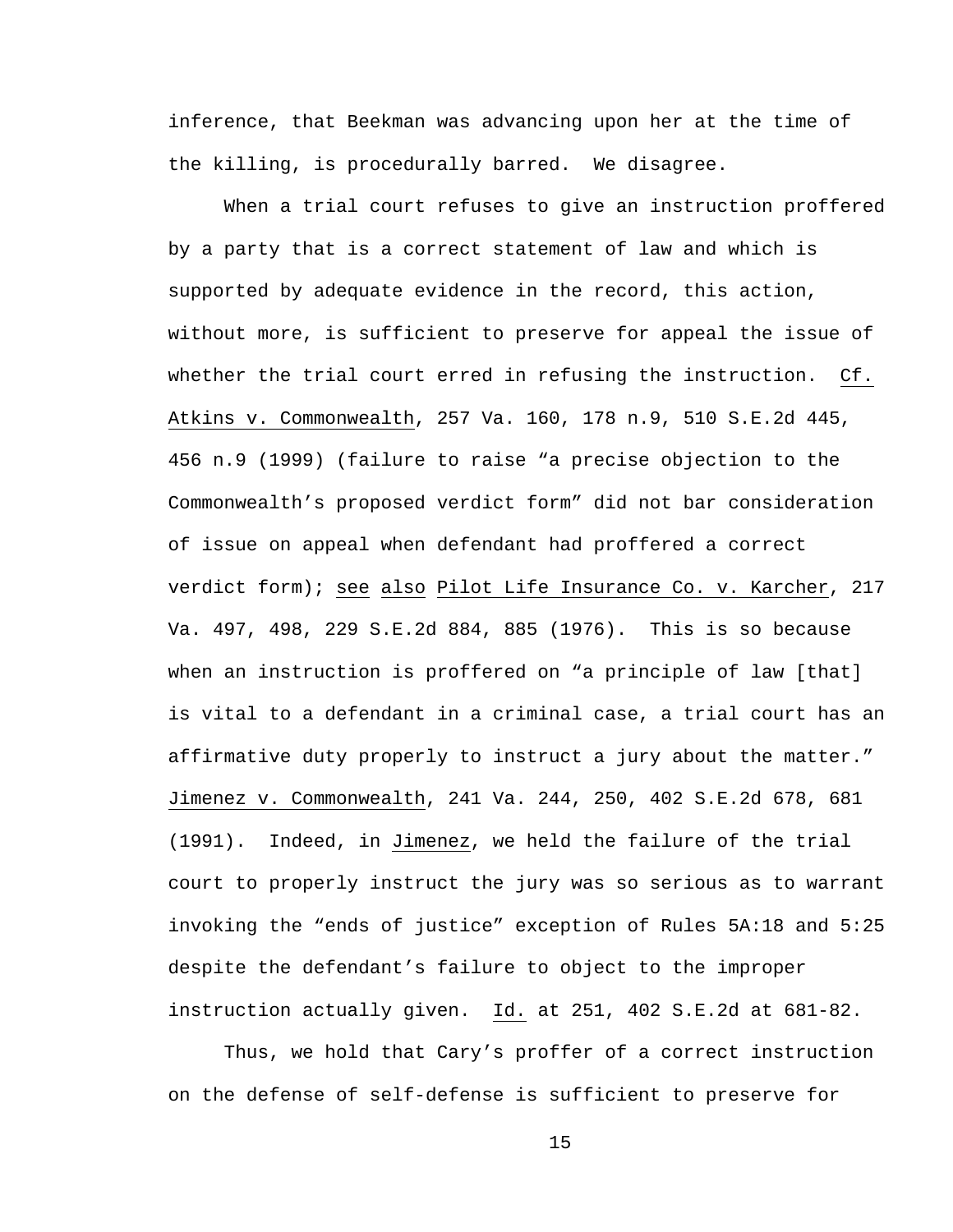inference, that Beekman was advancing upon her at the time of the killing, is procedurally barred. We disagree.

When a trial court refuses to give an instruction proffered by a party that is a correct statement of law and which is supported by adequate evidence in the record, this action, without more, is sufficient to preserve for appeal the issue of whether the trial court erred in refusing the instruction. Cf. Atkins v. Commonwealth, 257 Va. 160, 178 n.9, 510 S.E.2d 445, 456 n.9 (1999) (failure to raise "a precise objection to the Commonwealth's proposed verdict form" did not bar consideration of issue on appeal when defendant had proffered a correct verdict form); see also Pilot Life Insurance Co. v. Karcher, 217 Va. 497, 498, 229 S.E.2d 884, 885 (1976). This is so because when an instruction is proffered on "a principle of law [that] is vital to a defendant in a criminal case, a trial court has an affirmative duty properly to instruct a jury about the matter." Jimenez v. Commonwealth, 241 Va. 244, 250, 402 S.E.2d 678, 681 (1991). Indeed, in Jimenez, we held the failure of the trial court to properly instruct the jury was so serious as to warrant invoking the "ends of justice" exception of Rules 5A:18 and 5:25 despite the defendant's failure to object to the improper instruction actually given. Id. at 251, 402 S.E.2d at 681-82.

Thus, we hold that Cary's proffer of a correct instruction on the defense of self-defense is sufficient to preserve for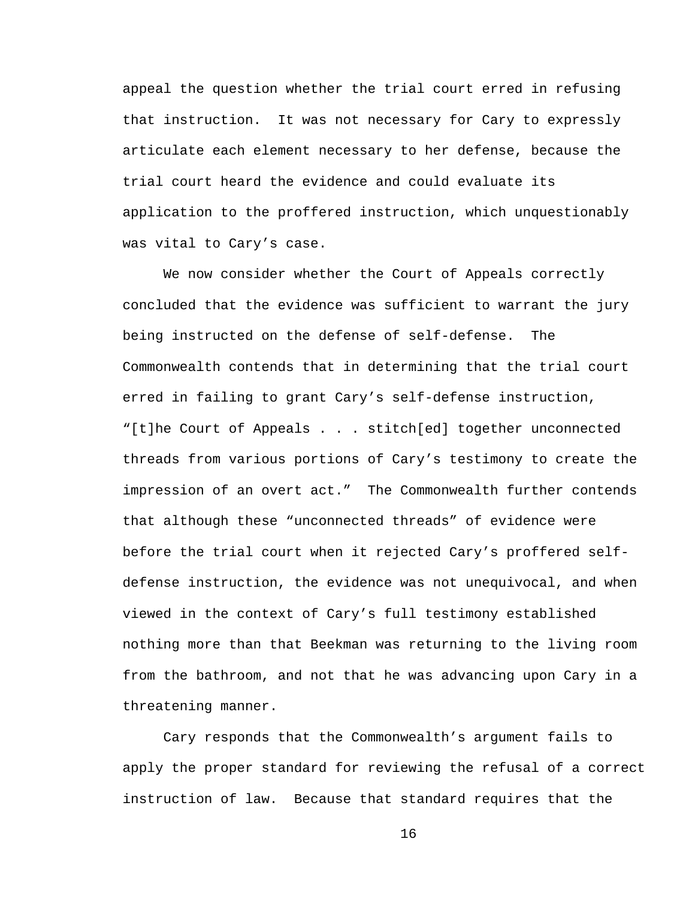appeal the question whether the trial court erred in refusing that instruction. It was not necessary for Cary to expressly articulate each element necessary to her defense, because the trial court heard the evidence and could evaluate its application to the proffered instruction, which unquestionably was vital to Cary's case.

We now consider whether the Court of Appeals correctly concluded that the evidence was sufficient to warrant the jury being instructed on the defense of self-defense. The Commonwealth contends that in determining that the trial court erred in failing to grant Cary's self-defense instruction, "[t]he Court of Appeals . . . stitch[ed] together unconnected threads from various portions of Cary's testimony to create the impression of an overt act." The Commonwealth further contends that although these "unconnected threads" of evidence were before the trial court when it rejected Cary's proffered self-defense instruction, the evidence was not unequivocal, and when viewed in the context of Cary's full testimony established nothing more than that Beekman was returning to the living room from the bathroom, and not that he was advancing upon Cary in a threatening manner.

Cary responds that the Commonwealth's argument fails to apply the proper standard for reviewing the refusal of a correct instruction of law. Because that standard requires that the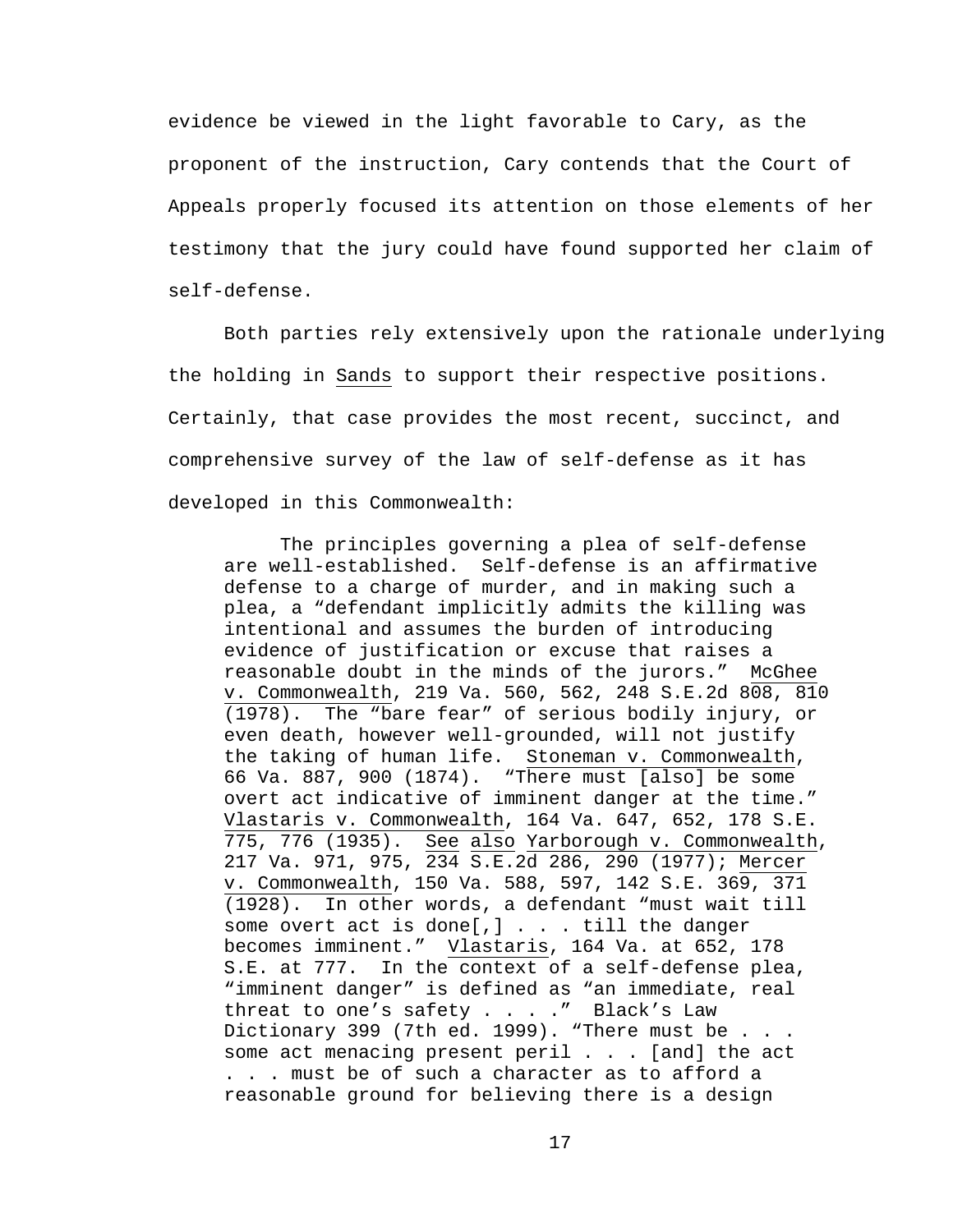evidence be viewed in the light favorable to Cary, as the proponent of the instruction, Cary contends that the Court of Appeals properly focused its attention on those elements of her testimony that the jury could have found supported her claim of self-defense.

Both parties rely extensively upon the rationale underlying the holding in Sands to support their respective positions. Certainly, that case provides the most recent, succinct, and comprehensive survey of the law of self-defense as it has developed in this Commonwealth:

> The principles governing a plea of self-defense are well-established. Self-defense is an affirmative defense to a charge of murder, and in making such a plea, a "defendant implicitly admits the killing was intentional and assumes the burden of introducing evidence of justification or excuse that raises a reasonable doubt in the minds of the jurors." McGhee v. Commonwealth, 219 Va. 560, 562, 248 S.E.2d 808, 810 (1978). The "bare fear" of serious bodily injury, or even death, however well-grounded, will not justify the taking of human life. Stoneman v. Commonwealth, 66 Va. 887, 900 (1874). "There must [also] be some overt act indicative of imminent danger at the time." Vlastaris v. Commonwealth, 164 Va. 647, 652, 178 S.E. 775, 776 (1935). See also Yarborough v. Commonwealth, 217 Va. 971, 975, 234 S.E.2d 286, 290 (1977); Mercer v. Commonwealth, 150 Va. 588, 597, 142 S.E. 369, 371 (1928). In other words, a defendant "must wait till some overt act is done[,] . . . till the danger becomes imminent." Vlastaris, 164 Va. at 652, 178 S.E. at 777. In the context of a self-defense plea, "imminent danger" is defined as "an immediate, real threat to one's safety . . . ." Black's Law Dictionary 399 (7th ed. 1999). "There must be . . . some act menacing present peril . . . [and] the act . . . must be of such a character as to afford a reasonable ground for believing there is a design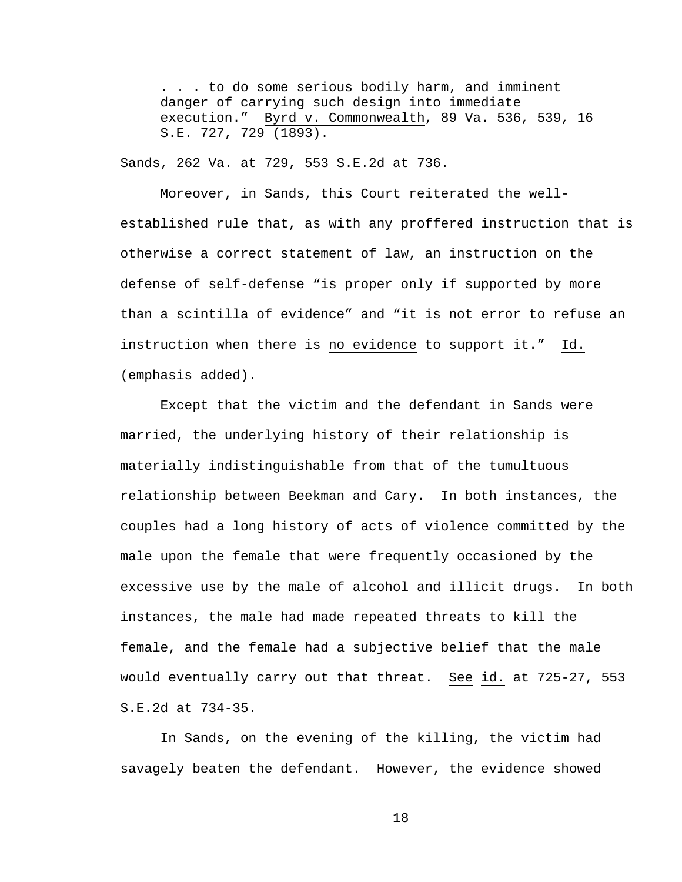> . . . to do some serious bodily harm, and imminent danger of carrying such design into immediate execution." Byrd v. Commonwealth, 89 Va. 536, 539, 16 S.E. 727, 729 (1893).

Sands, 262 Va. at 729, 553 S.E.2d at 736.

Moreover, in Sands, this Court reiterated the well-established rule that, as with any proffered instruction that is otherwise a correct statement of law, an instruction on the defense of self-defense "is proper only if supported by more than a scintilla of evidence" and "it is not error to refuse an instruction when there is no evidence to support it." Id. (emphasis added).

Except that the victim and the defendant in Sands were married, the underlying history of their relationship is materially indistinguishable from that of the tumultuous relationship between Beekman and Cary. In both instances, the couples had a long history of acts of violence committed by the male upon the female that were frequently occasioned by the excessive use by the male of alcohol and illicit drugs. In both instances, the male had made repeated threats to kill the female, and the female had a subjective belief that the male would eventually carry out that threat. See id. at 725-27, 553 S.E.2d at 734-35.

In Sands, on the evening of the killing, the victim had savagely beaten the defendant. However, the evidence showed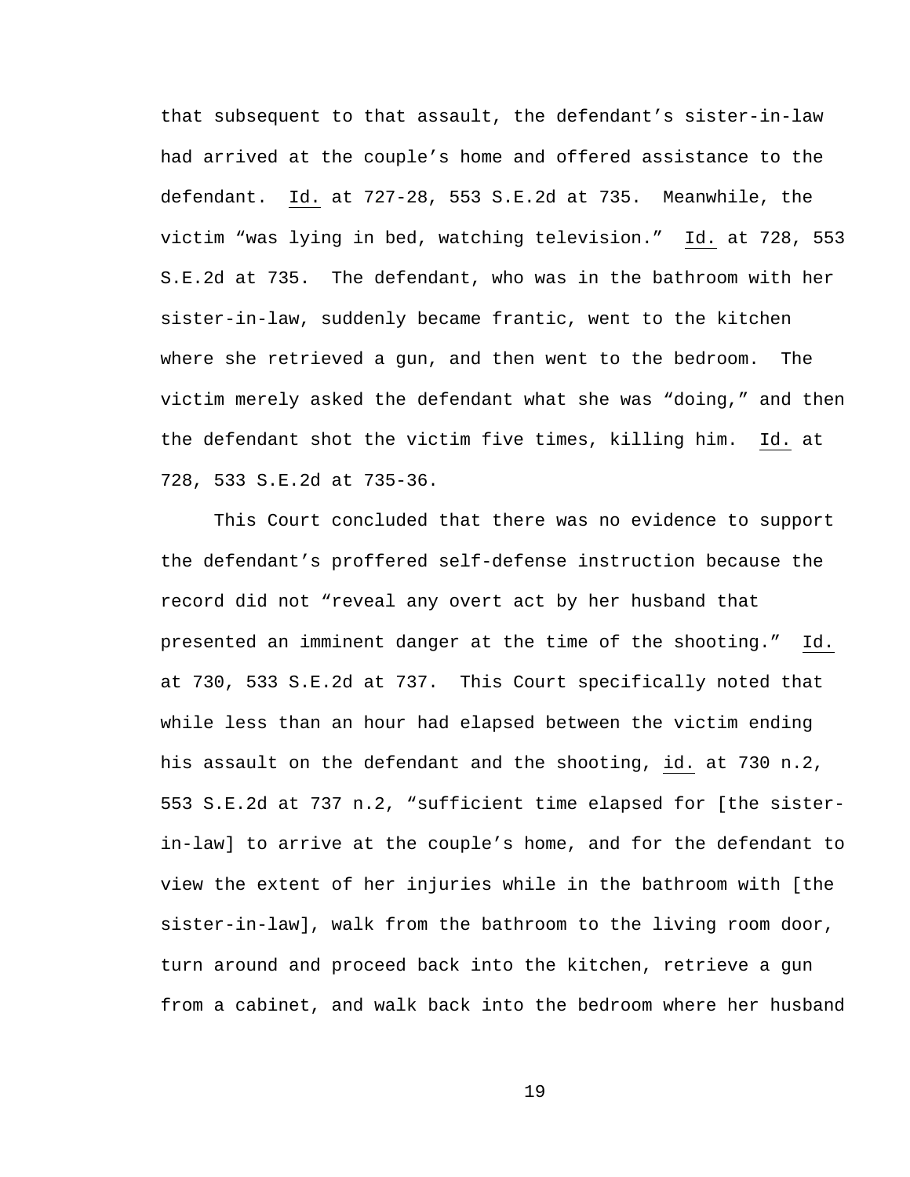that subsequent to that assault, the defendant's sister-in-law had arrived at the couple's home and offered assistance to the defendant. Id. at 727-28, 553 S.E.2d at 735. Meanwhile, the victim "was lying in bed, watching television." Id. at 728, 553 S.E.2d at 735. The defendant, who was in the bathroom with her sister-in-law, suddenly became frantic, went to the kitchen where she retrieved a gun, and then went to the bedroom. The victim merely asked the defendant what she was "doing," and then the defendant shot the victim five times, killing him. Id. at 728, 533 S.E.2d at 735-36.

This Court concluded that there was no evidence to support the defendant's proffered self-defense instruction because the record did not "reveal any overt act by her husband that presented an imminent danger at the time of the shooting." Id. at 730, 533 S.E.2d at 737. This Court specifically noted that while less than an hour had elapsed between the victim ending his assault on the defendant and the shooting, id. at 730 n.2, 553 S.E.2d at 737 n.2, "sufficient time elapsed for [the sister-in-law] to arrive at the couple's home, and for the defendant to view the extent of her injuries while in the bathroom with [the sister-in-law], walk from the bathroom to the living room door, turn around and proceed back into the kitchen, retrieve a gun from a cabinet, and walk back into the bedroom where her husband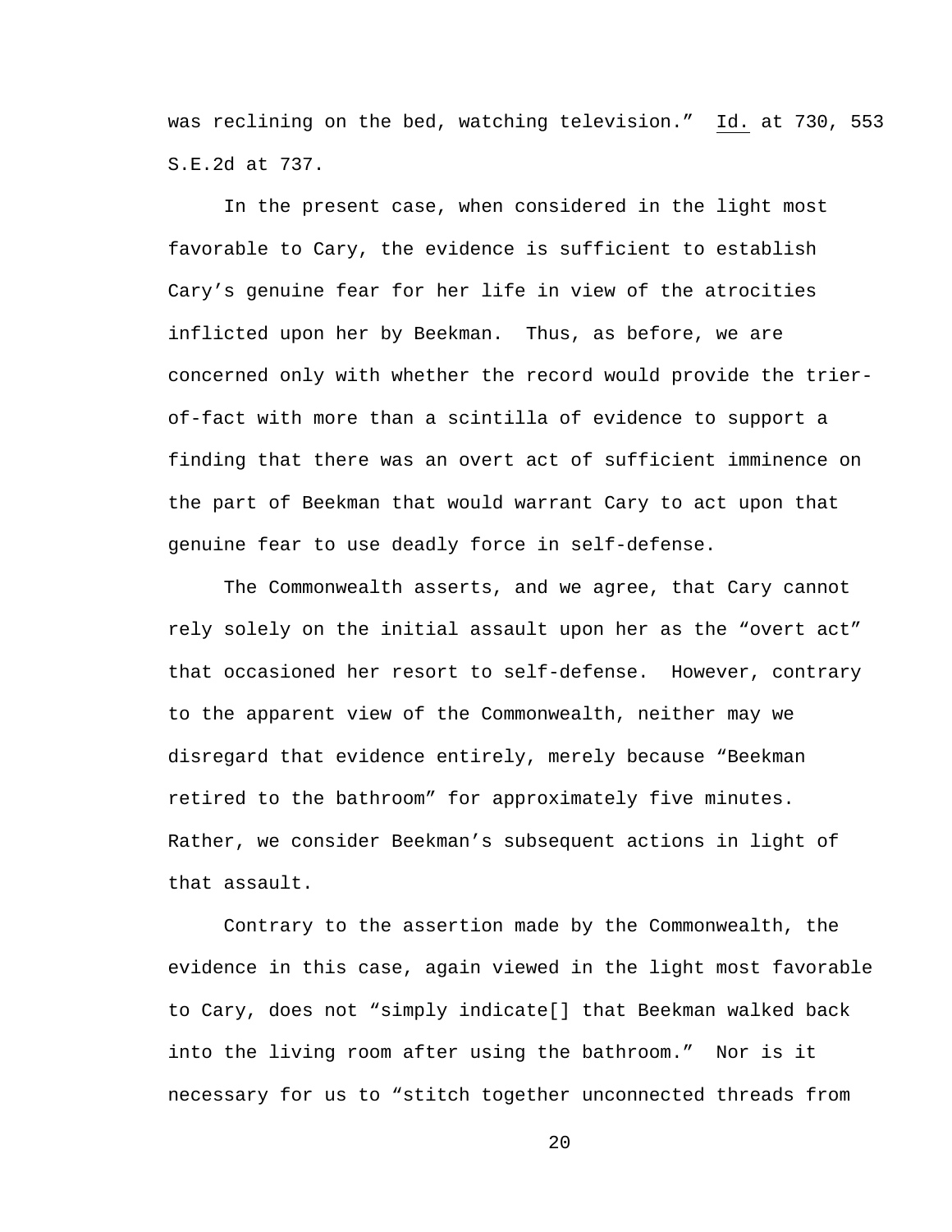was reclining on the bed, watching television." Id. at 730, 553 S.E.2d at 737.

In the present case, when considered in the light most favorable to Cary, the evidence is sufficient to establish Cary's genuine fear for her life in view of the atrocities inflicted upon her by Beekman. Thus, as before, we are concerned only with whether the record would provide the trier-of-fact with more than a scintilla of evidence to support a finding that there was an overt act of sufficient imminence on the part of Beekman that would warrant Cary to act upon that genuine fear to use deadly force in self-defense.

The Commonwealth asserts, and we agree, that Cary cannot rely solely on the initial assault upon her as the "overt act" that occasioned her resort to self-defense. However, contrary to the apparent view of the Commonwealth, neither may we disregard that evidence entirely, merely because "Beekman retired to the bathroom" for approximately five minutes. Rather, we consider Beekman's subsequent actions in light of that assault.

Contrary to the assertion made by the Commonwealth, the evidence in this case, again viewed in the light most favorable to Cary, does not "simply indicate[] that Beekman walked back into the living room after using the bathroom." Nor is it necessary for us to "stitch together unconnected threads from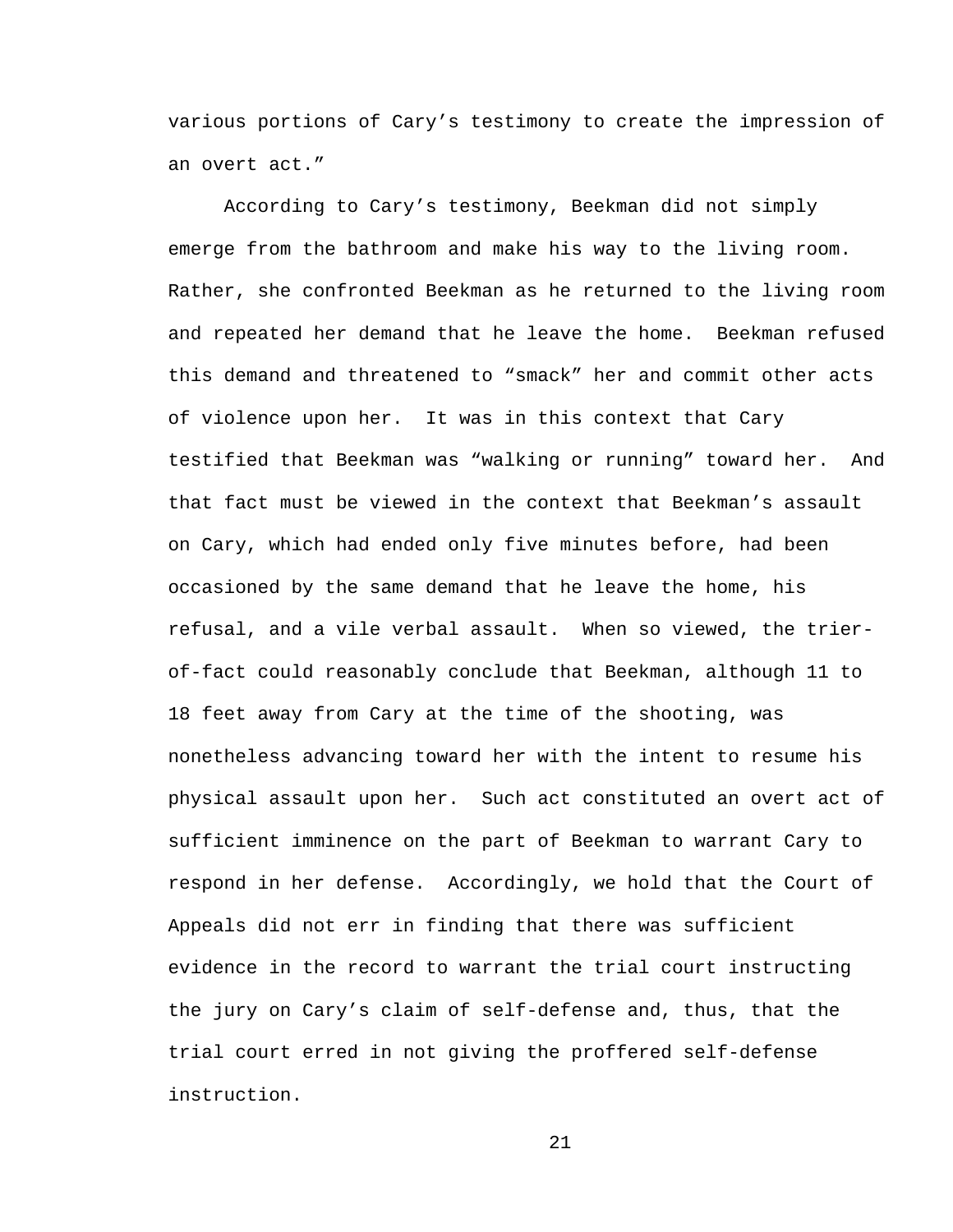various portions of Cary’s testimony to create the impression of an overt act.”

According to Cary’s testimony, Beekman did not simply emerge from the bathroom and make his way to the living room. Rather, she confronted Beekman as he returned to the living room and repeated her demand that he leave the home. Beekman refused this demand and threatened to “smack” her and commit other acts of violence upon her. It was in this context that Cary testified that Beekman was “walking or running” toward her. And that fact must be viewed in the context that Beekman’s assault on Cary, which had ended only five minutes before, had been occasioned by the same demand that he leave the home, his refusal, and a vile verbal assault. When so viewed, the trier-of-fact could reasonably conclude that Beekman, although 11 to 18 feet away from Cary at the time of the shooting, was nonetheless advancing toward her with the intent to resume his physical assault upon her. Such act constituted an overt act of sufficient imminence on the part of Beekman to warrant Cary to respond in her defense. Accordingly, we hold that the Court of Appeals did not err in finding that there was sufficient evidence in the record to warrant the trial court instructing the jury on Cary’s claim of self-defense and, thus, that the trial court erred in not giving the proffered self-defense instruction.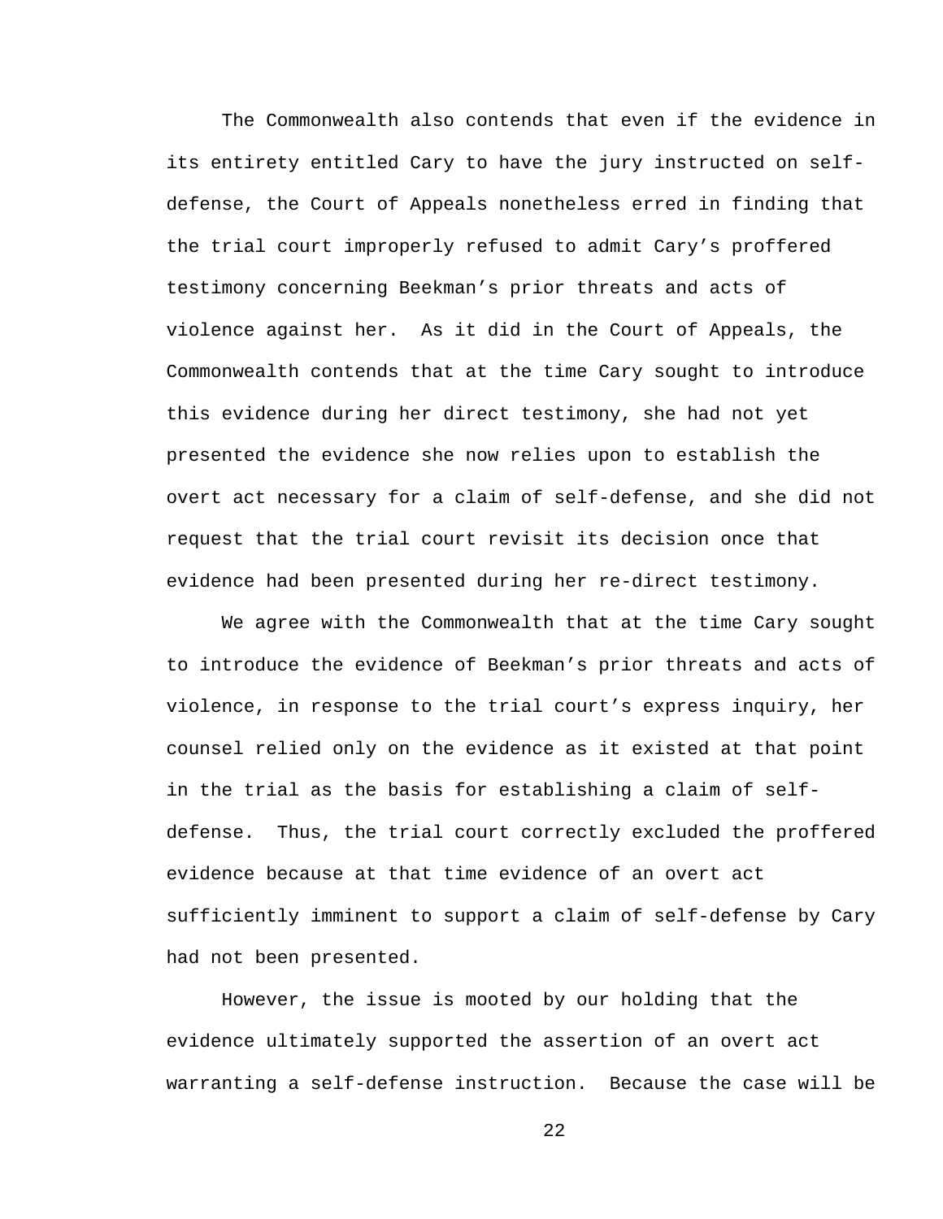The Commonwealth also contends that even if the evidence in its entirety entitled Cary to have the jury instructed on self-defense, the Court of Appeals nonetheless erred in finding that the trial court improperly refused to admit Cary's proffered testimony concerning Beekman's prior threats and acts of violence against her. As it did in the Court of Appeals, the Commonwealth contends that at the time Cary sought to introduce this evidence during her direct testimony, she had not yet presented the evidence she now relies upon to establish the overt act necessary for a claim of self-defense, and she did not request that the trial court revisit its decision once that evidence had been presented during her re-direct testimony.

We agree with the Commonwealth that at the time Cary sought to introduce the evidence of Beekman's prior threats and acts of violence, in response to the trial court's express inquiry, her counsel relied only on the evidence as it existed at that point in the trial as the basis for establishing a claim of self-defense. Thus, the trial court correctly excluded the proffered evidence because at that time evidence of an overt act sufficiently imminent to support a claim of self-defense by Cary had not been presented.

However, the issue is mooted by our holding that the evidence ultimately supported the assertion of an overt act warranting a self-defense instruction. Because the case will be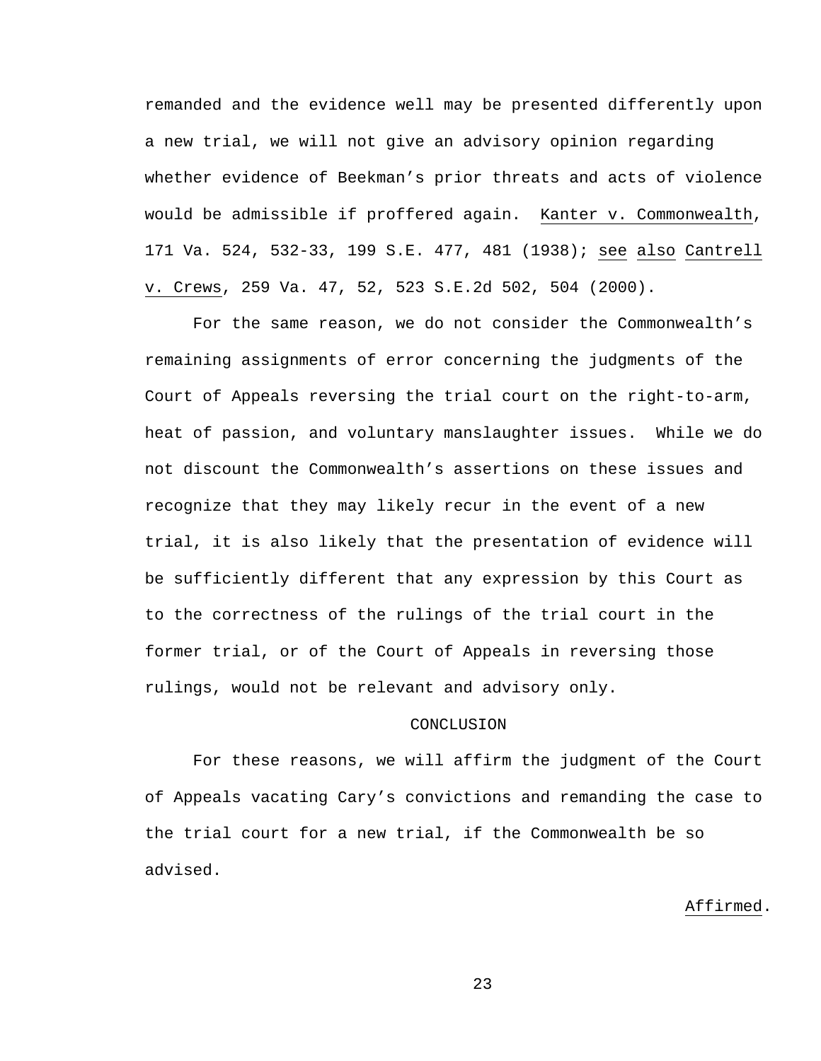remanded and the evidence well may be presented differently upon a new trial, we will not give an advisory opinion regarding whether evidence of Beekman's prior threats and acts of violence would be admissible if proffered again. Kanter v. Commonwealth, 171 Va. 524, 532-33, 199 S.E. 477, 481 (1938); see also Cantrell v. Crews, 259 Va. 47, 52, 523 S.E.2d 502, 504 (2000).

For the same reason, we do not consider the Commonwealth's remaining assignments of error concerning the judgments of the Court of Appeals reversing the trial court on the right-to-arm, heat of passion, and voluntary manslaughter issues. While we do not discount the Commonwealth's assertions on these issues and recognize that they may likely recur in the event of a new trial, it is also likely that the presentation of evidence will be sufficiently different that any expression by this Court as to the correctness of the rulings of the trial court in the former trial, or of the Court of Appeals in reversing those rulings, would not be relevant and advisory only.

CONCLUSION

For these reasons, we will affirm the judgment of the Court of Appeals vacating Cary's convictions and remanding the case to the trial court for a new trial, if the Commonwealth be so advised.

Affirmed.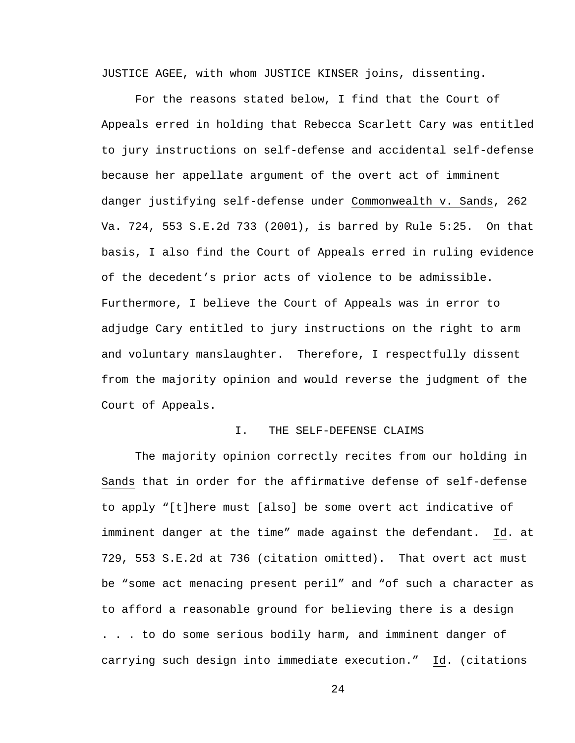JUSTICE AGEE, with whom JUSTICE KINSER joins, dissenting.

For the reasons stated below, I find that the Court of Appeals erred in holding that Rebecca Scarlett Cary was entitled to jury instructions on self-defense and accidental self-defense because her appellate argument of the overt act of imminent danger justifying self-defense under Commonwealth v. Sands, 262 Va. 724, 553 S.E.2d 733 (2001), is barred by Rule 5:25. On that basis, I also find the Court of Appeals erred in ruling evidence of the decedent's prior acts of violence to be admissible. Furthermore, I believe the Court of Appeals was in error to adjudge Cary entitled to jury instructions on the right to arm and voluntary manslaughter. Therefore, I respectfully dissent from the majority opinion and would reverse the judgment of the Court of Appeals.

## I. THE SELF-DEFENSE CLAIMS

The majority opinion correctly recites from our holding in Sands that in order for the affirmative defense of self-defense to apply "[t]here must [also] be some overt act indicative of imminent danger at the time" made against the defendant. Id. at 729, 553 S.E.2d at 736 (citation omitted). That overt act must be "some act menacing present peril" and "of such a character as to afford a reasonable ground for believing there is a design . . . to do some serious bodily harm, and imminent danger of carrying such design into immediate execution." Id. (citations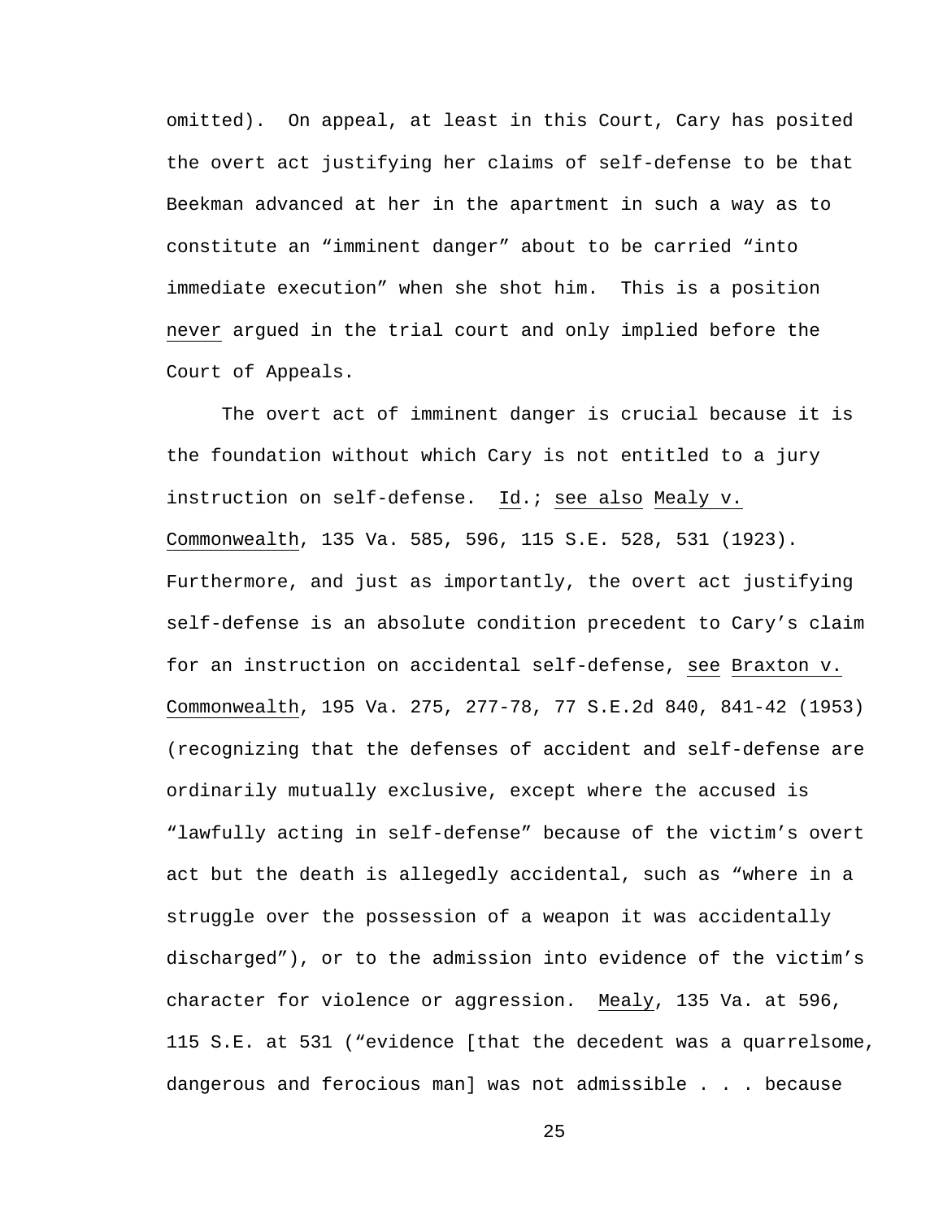omitted). On appeal, at least in this Court, Cary has posited the overt act justifying her claims of self-defense to be that Beekman advanced at her in the apartment in such a way as to constitute an "imminent danger" about to be carried "into immediate execution" when she shot him. This is a position <u>never</u> argued in the trial court and only implied before the Court of Appeals.

The overt act of imminent danger is crucial because it is the foundation without which Cary is not entitled to a jury instruction on self-defense. <u>Id</u>.; <u>see also</u> <u>Mealy v. Commonwealth</u>, 135 Va. 585, 596, 115 S.E. 528, 531 (1923). Furthermore, and just as importantly, the overt act justifying self-defense is an absolute condition precedent to Cary's claim for an instruction on accidental self-defense, <u>see</u> <u>Braxton v. Commonwealth</u>, 195 Va. 275, 277-78, 77 S.E.2d 840, 841-42 (1953) (recognizing that the defenses of accident and self-defense are ordinarily mutually exclusive, except where the accused is "lawfully acting in self-defense" because of the victim's overt act but the death is allegedly accidental, such as "where in a struggle over the possession of a weapon it was accidentally discharged"), or to the admission into evidence of the victim's character for violence or aggression. <u>Mealy</u>, 135 Va. at 596, 115 S.E. at 531 ("evidence [that the decedent was a quarrelsome, dangerous and ferocious man] was not admissible . . . because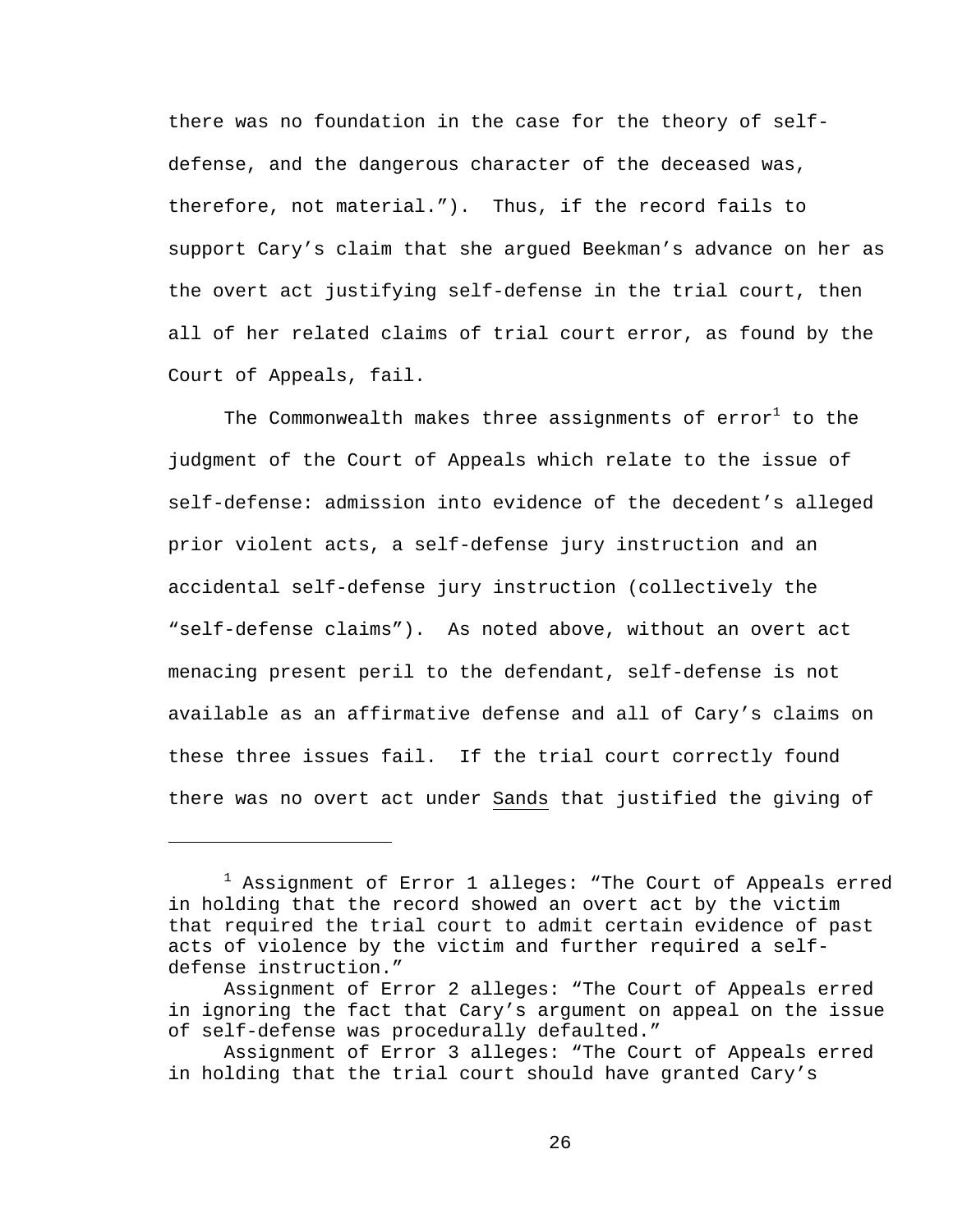there was no foundation in the case for the theory of self-defense, and the dangerous character of the deceased was, therefore, not material."). Thus, if the record fails to support Cary's claim that she argued Beekman's advance on her as the overt act justifying self-defense in the trial court, then all of her related claims of trial court error, as found by the Court of Appeals, fail.

The Commonwealth makes three assignments of error[1] to the judgment of the Court of Appeals which relate to the issue of self-defense: admission into evidence of the decedent's alleged prior violent acts, a self-defense jury instruction and an accidental self-defense jury instruction (collectively the "self-defense claims"). As noted above, without an overt act menacing present peril to the defendant, self-defense is not available as an affirmative defense and all of Cary's claims on these three issues fail. If the trial court correctly found there was no overt act under Sands that justified the giving of

---

[1] Assignment of Error 1 alleges: "The Court of Appeals erred in holding that the record showed an overt act by the victim that required the trial court to admit certain evidence of past acts of violence by the victim and further required a self-defense instruction."

Assignment of Error 2 alleges: "The Court of Appeals erred in ignoring the fact that Cary's argument on appeal on the issue of self-defense was procedurally defaulted."

Assignment of Error 3 alleges: "The Court of Appeals erred in holding that the trial court should have granted Cary's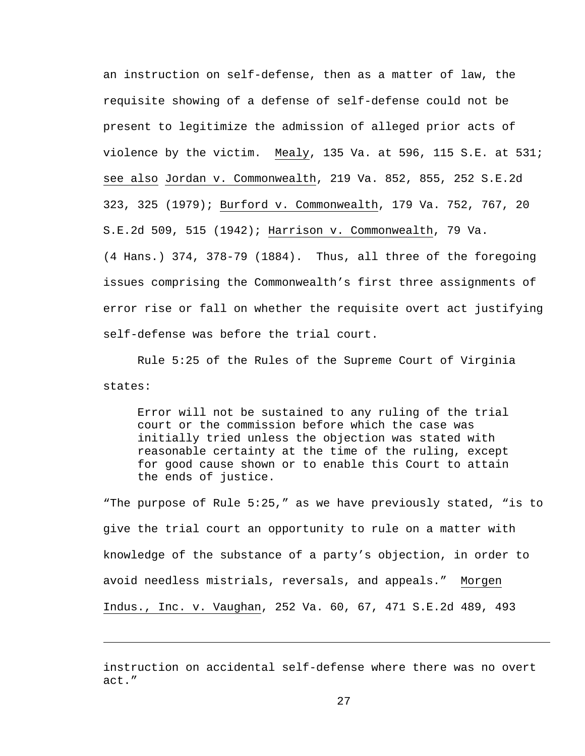an instruction on self-defense, then as a matter of law, the requisite showing of a defense of self-defense could not be present to legitimize the admission of alleged prior acts of violence by the victim. Mealy, 135 Va. at 596, 115 S.E. at 531; see also Jordan v. Commonwealth, 219 Va. 852, 855, 252 S.E.2d 323, 325 (1979); Burford v. Commonwealth, 179 Va. 752, 767, 20 S.E.2d 509, 515 (1942); Harrison v. Commonwealth, 79 Va. (4 Hans.) 374, 378-79 (1884). Thus, all three of the foregoing issues comprising the Commonwealth's first three assignments of error rise or fall on whether the requisite overt act justifying self-defense was before the trial court.

Rule 5:25 of the Rules of the Supreme Court of Virginia states:

> Error will not be sustained to any ruling of the trial court or the commission before which the case was initially tried unless the objection was stated with reasonable certainty at the time of the ruling, except for good cause shown or to enable this Court to attain the ends of justice.

"The purpose of Rule 5:25," as we have previously stated, "is to give the trial court an opportunity to rule on a matter with knowledge of the substance of a party's objection, in order to avoid needless mistrials, reversals, and appeals." Morgen Indus., Inc. v. Vaughan, 252 Va. 60, 67, 471 S.E.2d 489, 493

---

instruction on accidental self-defense where there was no overt act."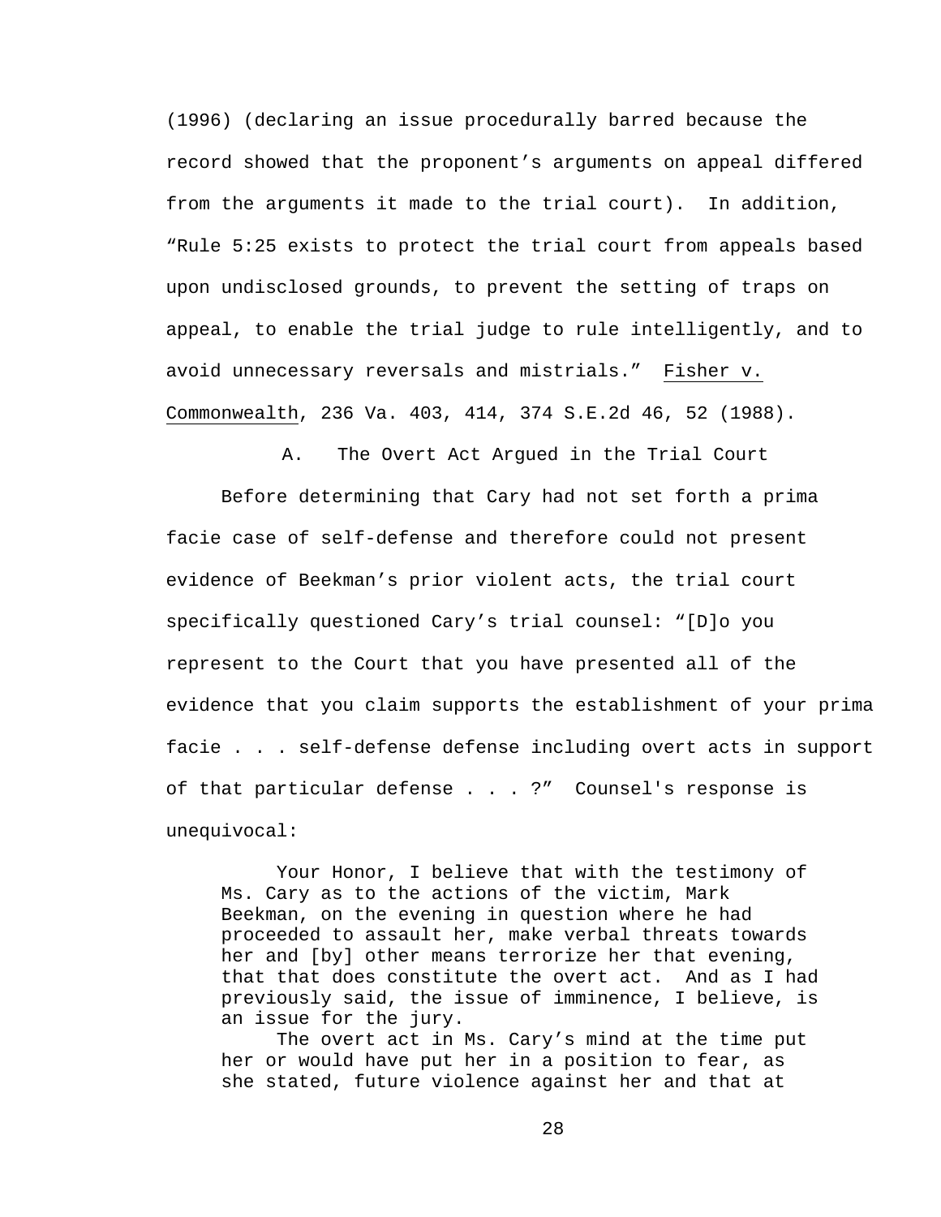(1996) (declaring an issue procedurally barred because the record showed that the proponent's arguments on appeal differed from the arguments it made to the trial court). In addition, "Rule 5:25 exists to protect the trial court from appeals based upon undisclosed grounds, to prevent the setting of traps on appeal, to enable the trial judge to rule intelligently, and to avoid unnecessary reversals and mistrials." Fisher v. Commonwealth, 236 Va. 403, 414, 374 S.E.2d 46, 52 (1988).

### A. The Overt Act Argued in the Trial Court

Before determining that Cary had not set forth a prima facie case of self-defense and therefore could not present evidence of Beekman's prior violent acts, the trial court specifically questioned Cary's trial counsel: "[D]o you represent to the Court that you have presented all of the evidence that you claim supports the establishment of your prima facie . . . self-defense defense including overt acts in support of that particular defense . . . ?" Counsel's response is unequivocal:

> Your Honor, I believe that with the testimony of Ms. Cary as to the actions of the victim, Mark Beekman, on the evening in question where he had proceeded to assault her, make verbal threats towards her and [by] other means terrorize her that evening, that that does constitute the overt act. And as I had previously said, the issue of imminence, I believe, is an issue for the jury.
>
> The overt act in Ms. Cary's mind at the time put her or would have put her in a position to fear, as she stated, future violence against her and that at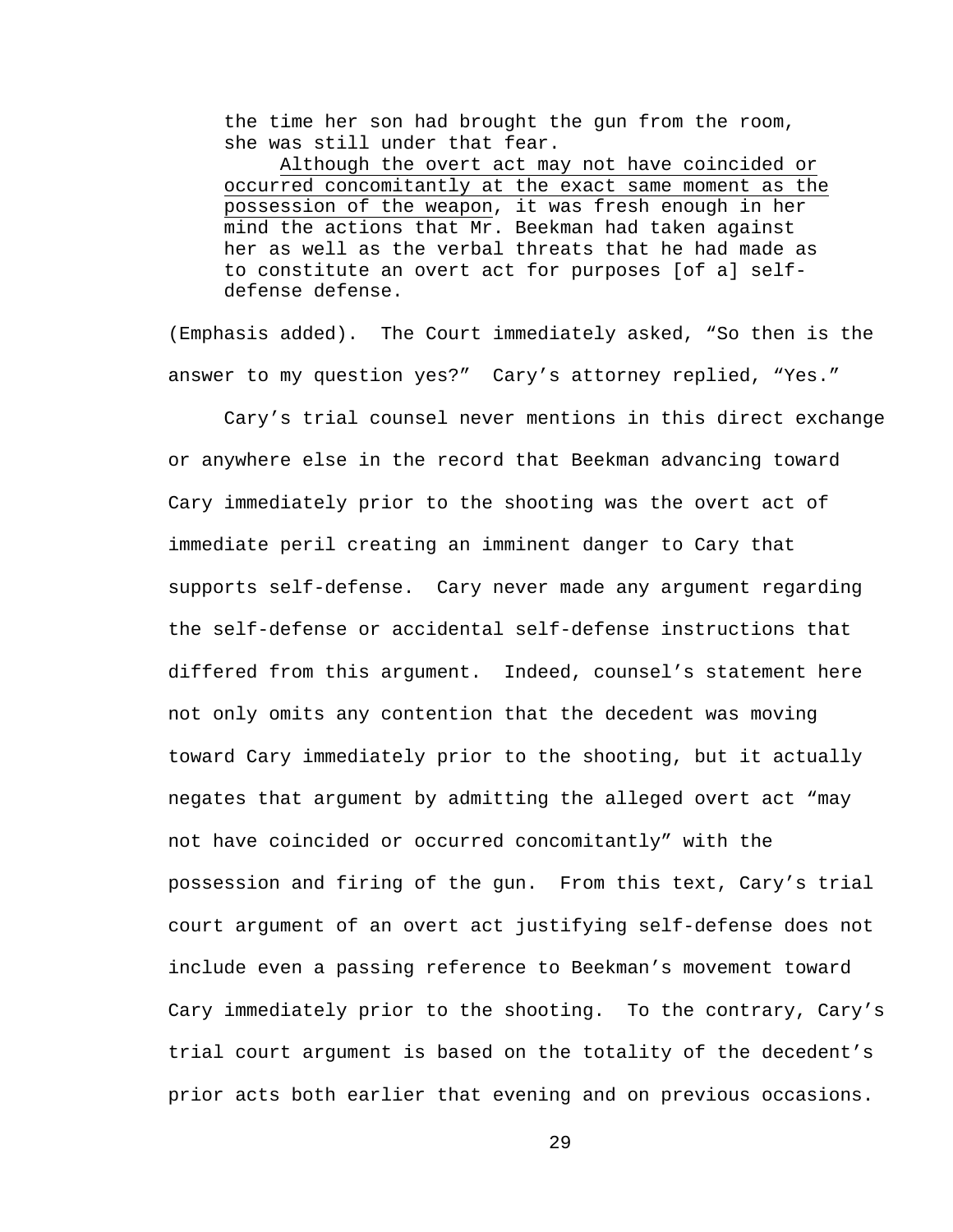> the time her son had brought the gun from the room, she was still under that fear.
>
> Although the overt act may not have coincided or occurred concomitantly at the exact same moment as the possession of the weapon, it was fresh enough in her mind the actions that Mr. Beekman had taken against her as well as the verbal threats that he had made as to constitute an overt act for purposes [of a] self-defense defense.

(Emphasis added). The Court immediately asked, "So then is the answer to my question yes?" Cary's attorney replied, "Yes."

Cary's trial counsel never mentions in this direct exchange or anywhere else in the record that Beekman advancing toward Cary immediately prior to the shooting was the overt act of immediate peril creating an imminent danger to Cary that supports self-defense. Cary never made any argument regarding the self-defense or accidental self-defense instructions that differed from this argument. Indeed, counsel's statement here not only omits any contention that the decedent was moving toward Cary immediately prior to the shooting, but it actually negates that argument by admitting the alleged overt act "may not have coincided or occurred concomitantly" with the possession and firing of the gun. From this text, Cary's trial court argument of an overt act justifying self-defense does not include even a passing reference to Beekman's movement toward Cary immediately prior to the shooting. To the contrary, Cary's trial court argument is based on the totality of the decedent's prior acts both earlier that evening and on previous occasions.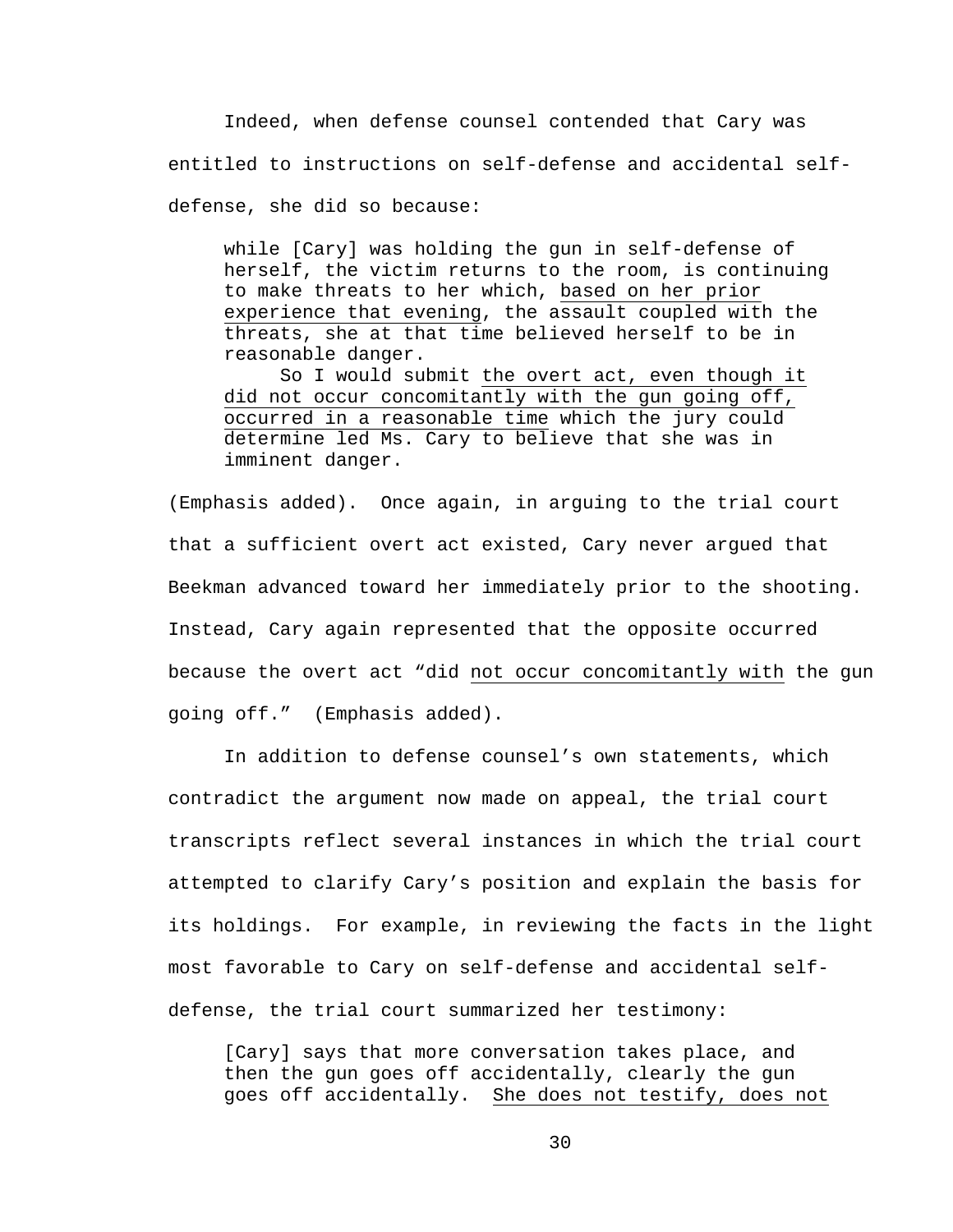Indeed, when defense counsel contended that Cary was entitled to instructions on self-defense and accidental self-defense, she did so because:

> while [Cary] was holding the gun in self-defense of herself, the victim returns to the room, is continuing to make threats to her which, <u>based on her prior experience that evening</u>, the assault coupled with the threats, she at that time believed herself to be in reasonable danger.
>
> So I would submit <u>the overt act, even though it did not occur concomitantly with the gun going off, occurred in a reasonable time</u> which the jury could determine led Ms. Cary to believe that she was in imminent danger.

(Emphasis added). Once again, in arguing to the trial court that a sufficient overt act existed, Cary never argued that Beekman advanced toward her immediately prior to the shooting. Instead, Cary again represented that the opposite occurred because the overt act "did <u>not occur concomitantly with</u> the gun going off." (Emphasis added).

In addition to defense counsel's own statements, which contradict the argument now made on appeal, the trial court transcripts reflect several instances in which the trial court attempted to clarify Cary's position and explain the basis for its holdings. For example, in reviewing the facts in the light most favorable to Cary on self-defense and accidental self-defense, the trial court summarized her testimony:

> [Cary] says that more conversation takes place, and then the gun goes off accidentally, clearly the gun goes off accidentally. <u>She does not testify, does not</u>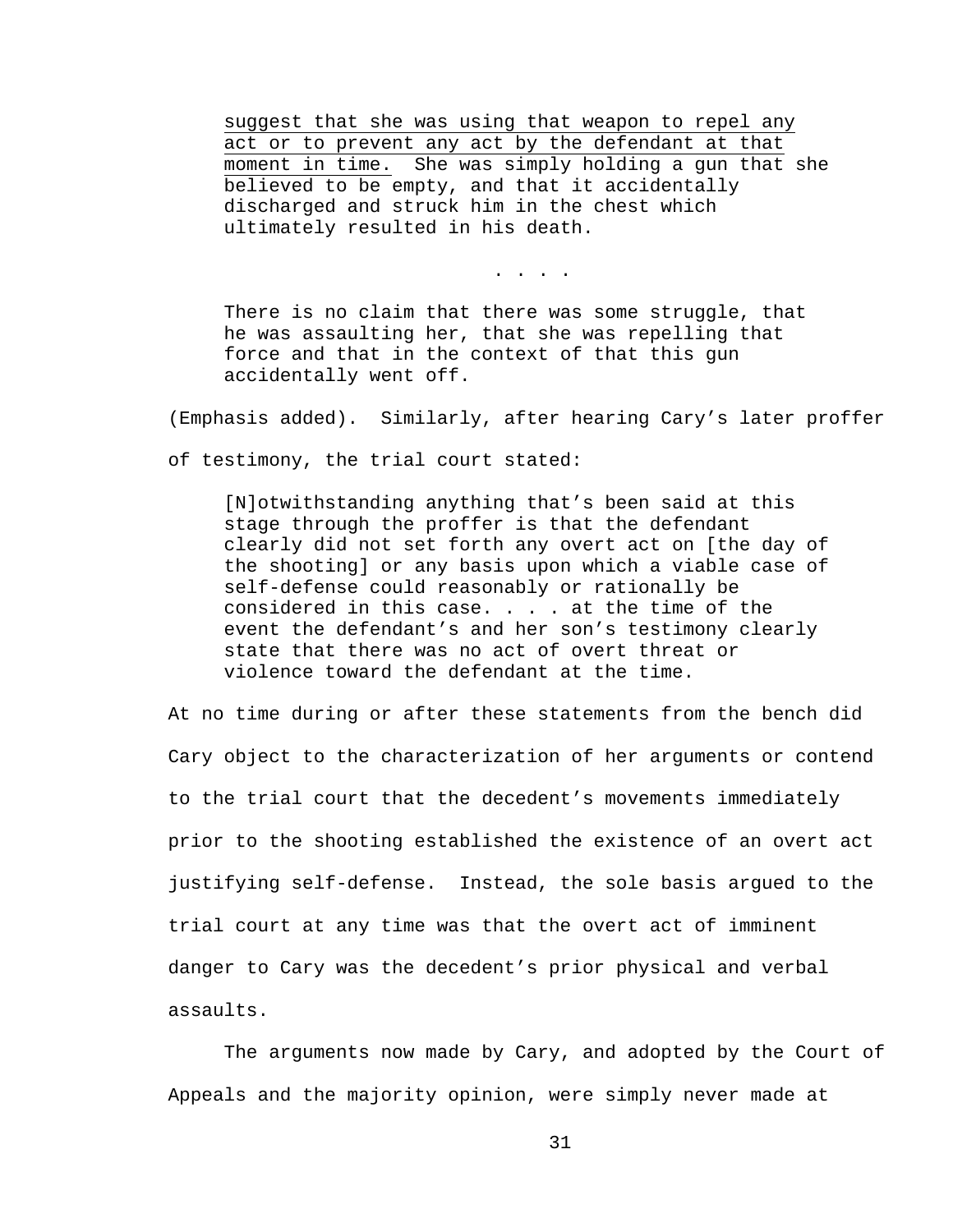> <u>suggest that she was using that weapon to repel any act or to prevent any act by the defendant at that moment in time.</u> She was simply holding a gun that she believed to be empty, and that it accidentally discharged and struck him in the chest which ultimately resulted in his death.
>
> . . . .
>
> There is no claim that there was some struggle, that he was assaulting her, that she was repelling that force and that in the context of that this gun accidentally went off.

(Emphasis added). Similarly, after hearing Cary's later proffer of testimony, the trial court stated:

> [N]otwithstanding anything that's been said at this stage through the proffer is that the defendant clearly did not set forth any overt act on [the day of the shooting] or any basis upon which a viable case of self-defense could reasonably or rationally be considered in this case. . . . at the time of the event the defendant's and her son's testimony clearly state that there was no act of overt threat or violence toward the defendant at the time.

At no time during or after these statements from the bench did Cary object to the characterization of her arguments or contend to the trial court that the decedent's movements immediately prior to the shooting established the existence of an overt act justifying self-defense. Instead, the sole basis argued to the trial court at any time was that the overt act of imminent danger to Cary was the decedent's prior physical and verbal assaults.

The arguments now made by Cary, and adopted by the Court of Appeals and the majority opinion, were simply never made at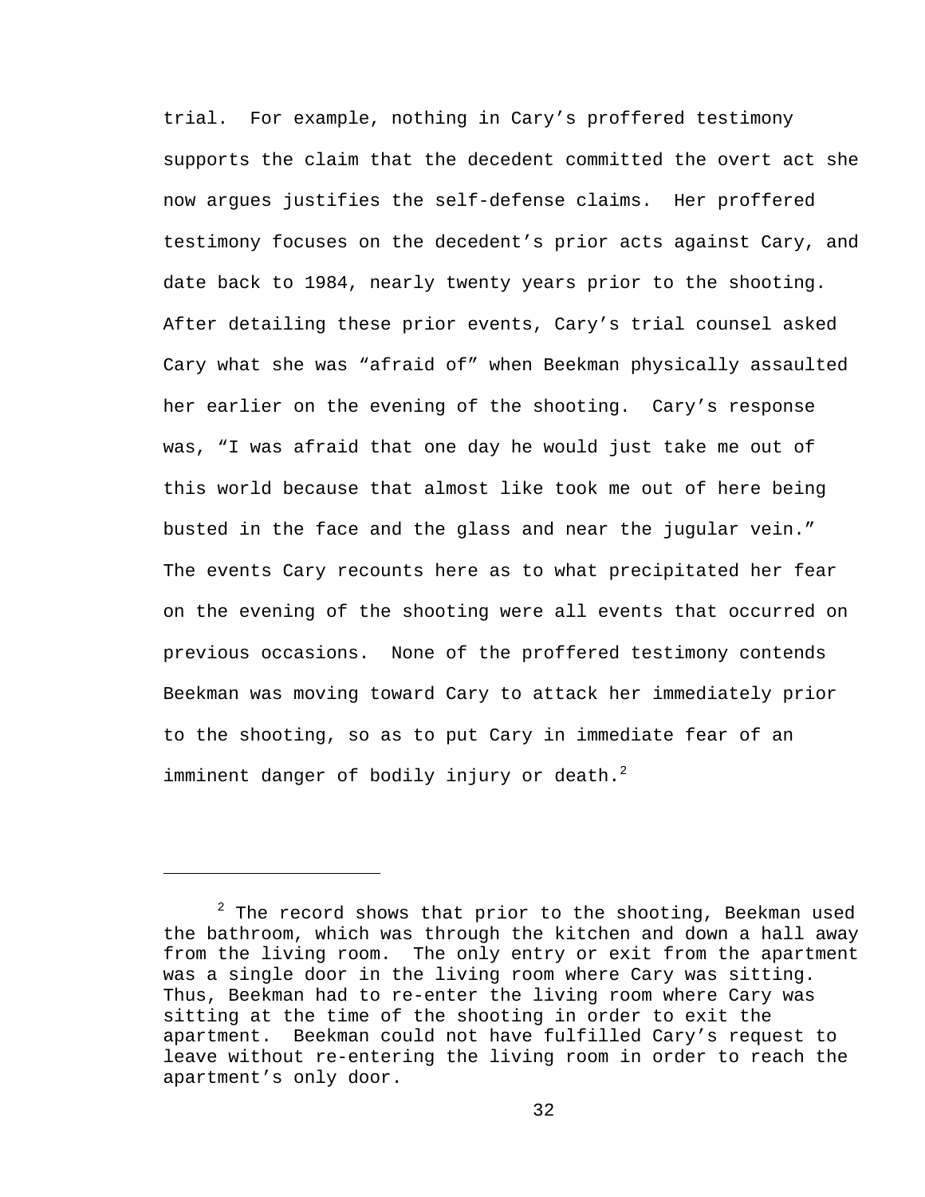trial. For example, nothing in Cary's proffered testimony supports the claim that the decedent committed the overt act she now argues justifies the self-defense claims. Her proffered testimony focuses on the decedent's prior acts against Cary, and date back to 1984, nearly twenty years prior to the shooting. After detailing these prior events, Cary's trial counsel asked Cary what she was "afraid of" when Beekman physically assaulted her earlier on the evening of the shooting. Cary's response was, "I was afraid that one day he would just take me out of this world because that almost like took me out of here being busted in the face and the glass and near the jugular vein." The events Cary recounts here as to what precipitated her fear on the evening of the shooting were all events that occurred on previous occasions. None of the proffered testimony contends Beekman was moving toward Cary to attack her immediately prior to the shooting, so as to put Cary in immediate fear of an imminent danger of bodily injury or death.[2]

---

[2] The record shows that prior to the shooting, Beekman used the bathroom, which was through the kitchen and down a hall away from the living room. The only entry or exit from the apartment was a single door in the living room where Cary was sitting. Thus, Beekman had to re-enter the living room where Cary was sitting at the time of the shooting in order to exit the apartment. Beekman could not have fulfilled Cary's request to leave without re-entering the living room in order to reach the apartment's only door.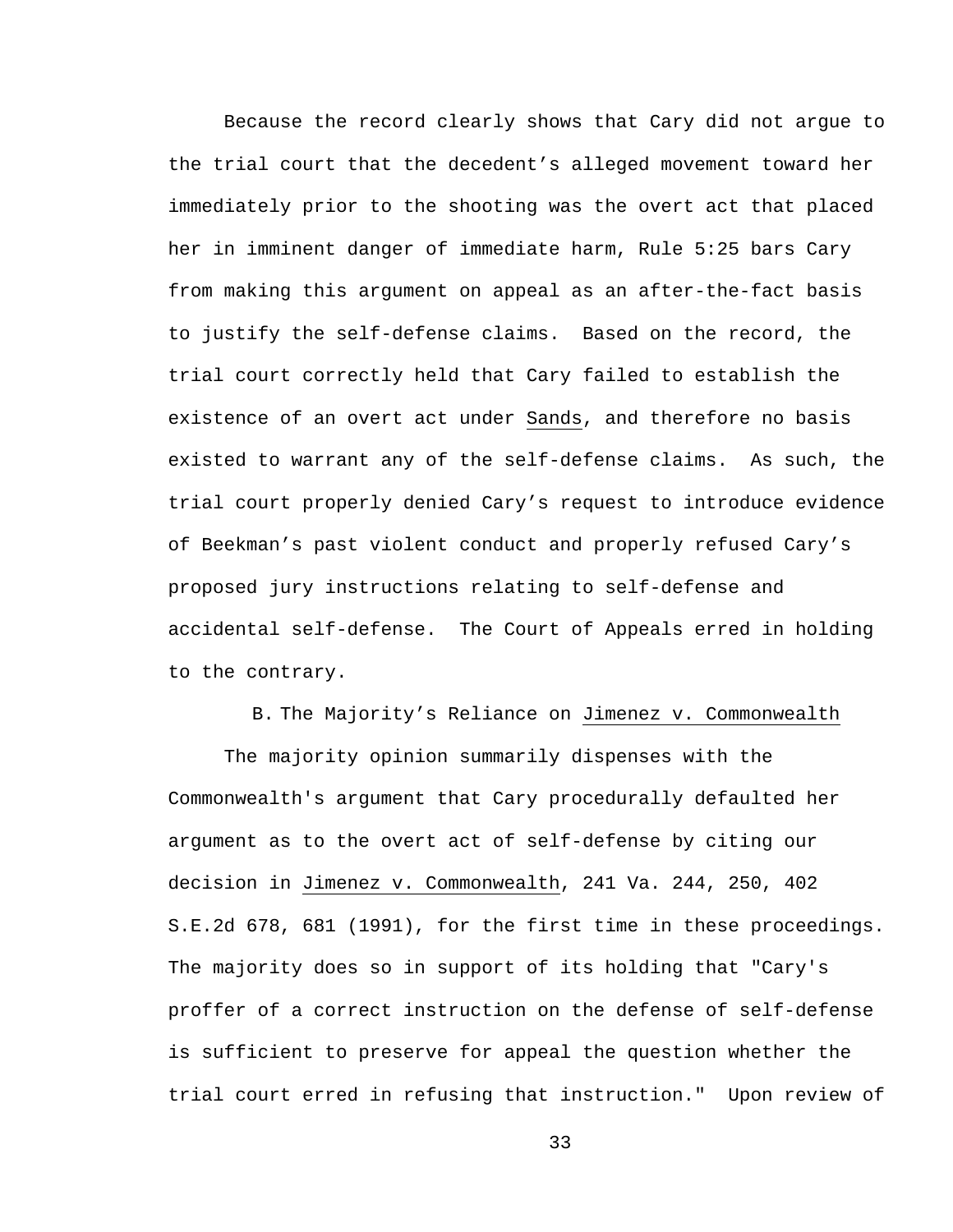Because the record clearly shows that Cary did not argue to the trial court that the decedent's alleged movement toward her immediately prior to the shooting was the overt act that placed her in imminent danger of immediate harm, Rule 5:25 bars Cary from making this argument on appeal as an after-the-fact basis to justify the self-defense claims. Based on the record, the trial court correctly held that Cary failed to establish the existence of an overt act under Sands, and therefore no basis existed to warrant any of the self-defense claims. As such, the trial court properly denied Cary's request to introduce evidence of Beekman's past violent conduct and properly refused Cary's proposed jury instructions relating to self-defense and accidental self-defense. The Court of Appeals erred in holding to the contrary.

### B. The Majority's Reliance on Jimenez v. Commonwealth

The majority opinion summarily dispenses with the Commonwealth's argument that Cary procedurally defaulted her argument as to the overt act of self-defense by citing our decision in Jimenez v. Commonwealth, 241 Va. 244, 250, 402 S.E.2d 678, 681 (1991), for the first time in these proceedings. The majority does so in support of its holding that "Cary's proffer of a correct instruction on the defense of self-defense is sufficient to preserve for appeal the question whether the trial court erred in refusing that instruction." Upon review of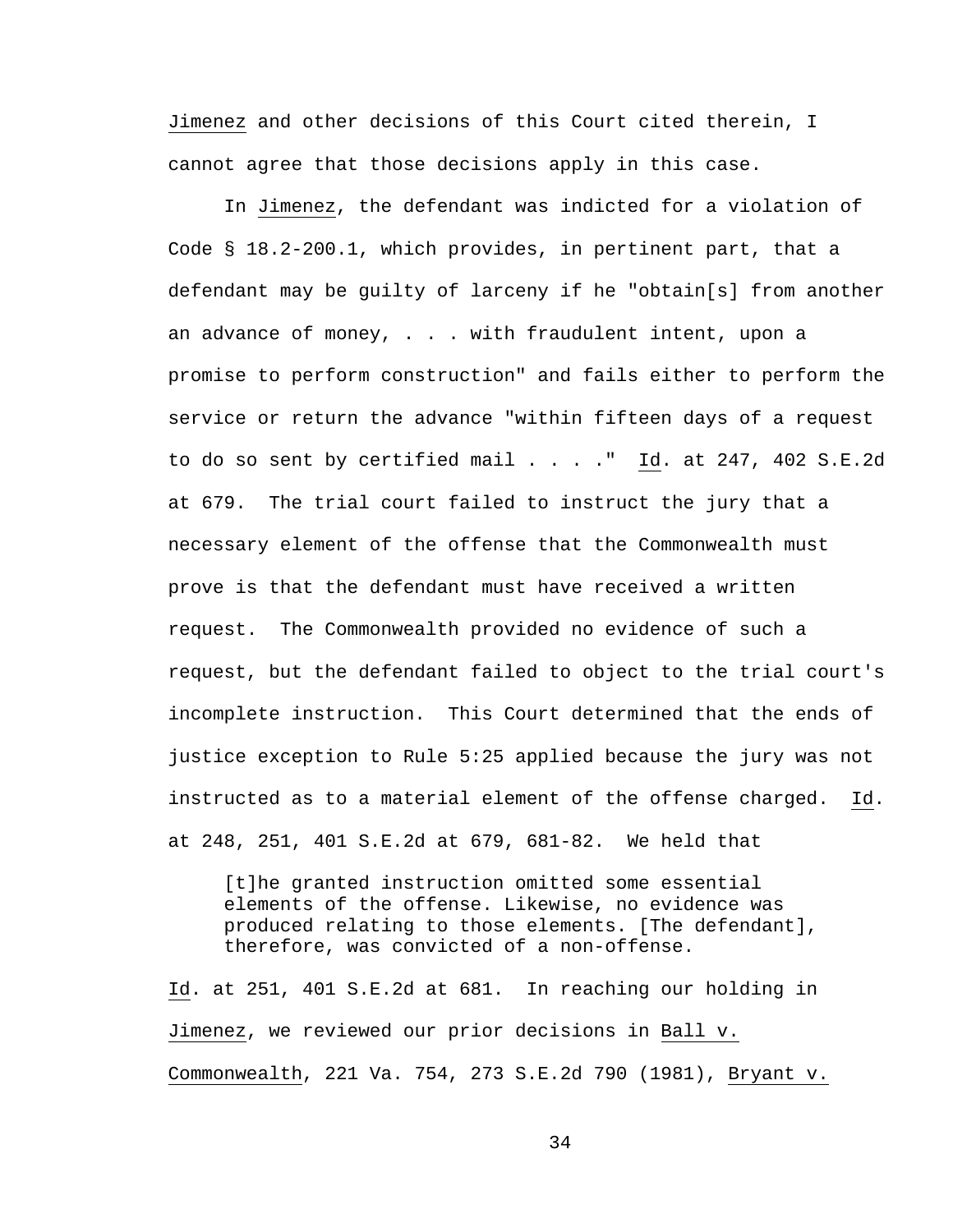Jimenez and other decisions of this Court cited therein, I cannot agree that those decisions apply in this case.

In Jimenez, the defendant was indicted for a violation of Code § 18.2-200.1, which provides, in pertinent part, that a defendant may be guilty of larceny if he "obtain[s] from another an advance of money, . . . with fraudulent intent, upon a promise to perform construction" and fails either to perform the service or return the advance "within fifteen days of a request to do so sent by certified mail . . . ." Id. at 247, 402 S.E.2d at 679. The trial court failed to instruct the jury that a necessary element of the offense that the Commonwealth must prove is that the defendant must have received a written request. The Commonwealth provided no evidence of such a request, but the defendant failed to object to the trial court's incomplete instruction. This Court determined that the ends of justice exception to Rule 5:25 applied because the jury was not instructed as to a material element of the offense charged. Id. at 248, 251, 401 S.E.2d at 679, 681-82. We held that

> [t]he granted instruction omitted some essential elements of the offense. Likewise, no evidence was produced relating to those elements. [The defendant], therefore, was convicted of a non-offense.

Id. at 251, 401 S.E.2d at 681. In reaching our holding in Jimenez, we reviewed our prior decisions in Ball v. Commonwealth, 221 Va. 754, 273 S.E.2d 790 (1981), Bryant v.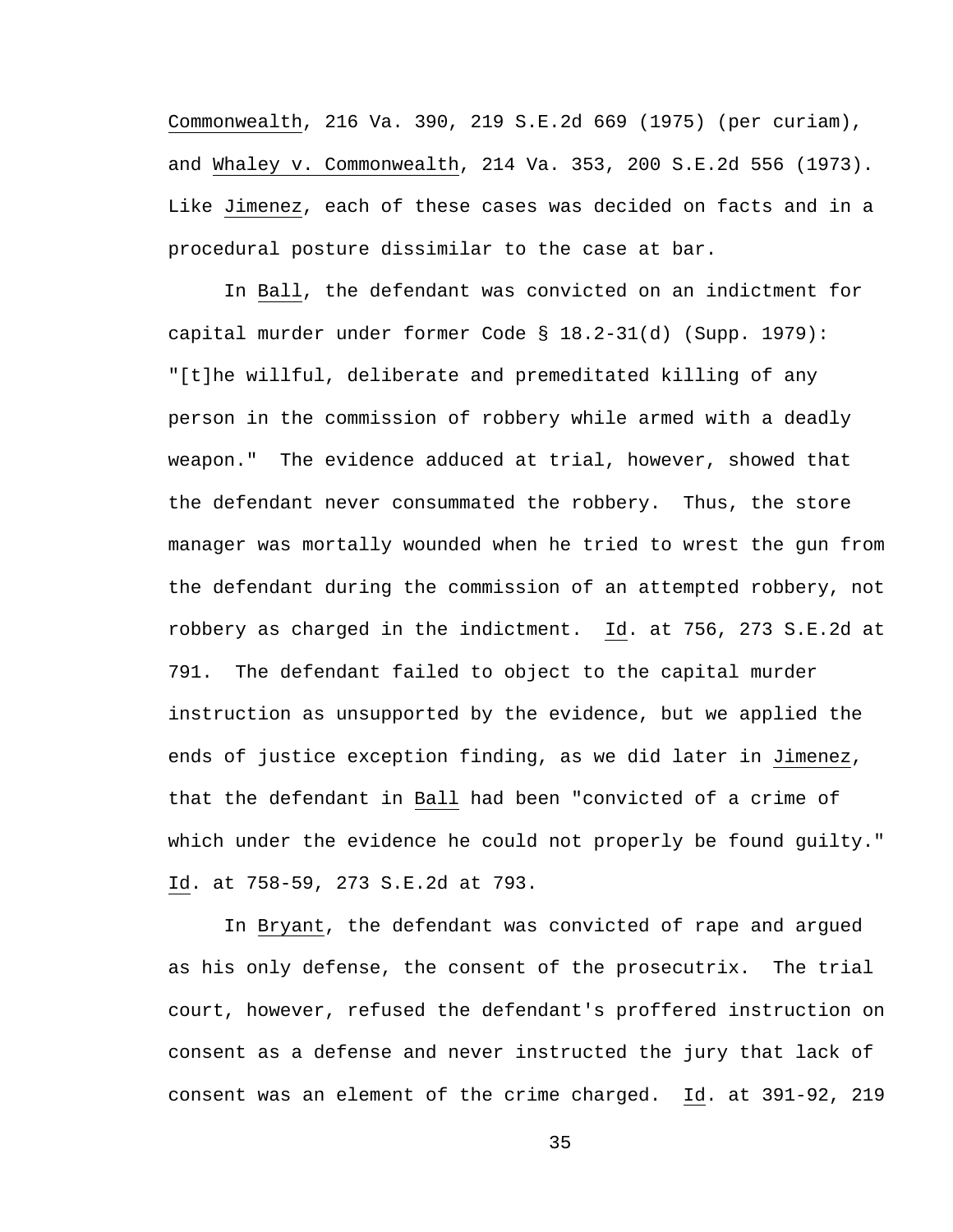Commonwealth, 216 Va. 390, 219 S.E.2d 669 (1975) (per curiam), and Whaley v. Commonwealth, 214 Va. 353, 200 S.E.2d 556 (1973). Like Jimenez, each of these cases was decided on facts and in a procedural posture dissimilar to the case at bar.

In Ball, the defendant was convicted on an indictment for capital murder under former Code § 18.2-31(d) (Supp. 1979): "[t]he willful, deliberate and premeditated killing of any person in the commission of robbery while armed with a deadly weapon." The evidence adduced at trial, however, showed that the defendant never consummated the robbery. Thus, the store manager was mortally wounded when he tried to wrest the gun from the defendant during the commission of an attempted robbery, not robbery as charged in the indictment. Id. at 756, 273 S.E.2d at 791. The defendant failed to object to the capital murder instruction as unsupported by the evidence, but we applied the ends of justice exception finding, as we did later in Jimenez, that the defendant in Ball had been "convicted of a crime of which under the evidence he could not properly be found guilty." Id. at 758-59, 273 S.E.2d at 793.

In Bryant, the defendant was convicted of rape and argued as his only defense, the consent of the prosecutrix. The trial court, however, refused the defendant's proffered instruction on consent as a defense and never instructed the jury that lack of consent was an element of the crime charged. Id. at 391-92, 219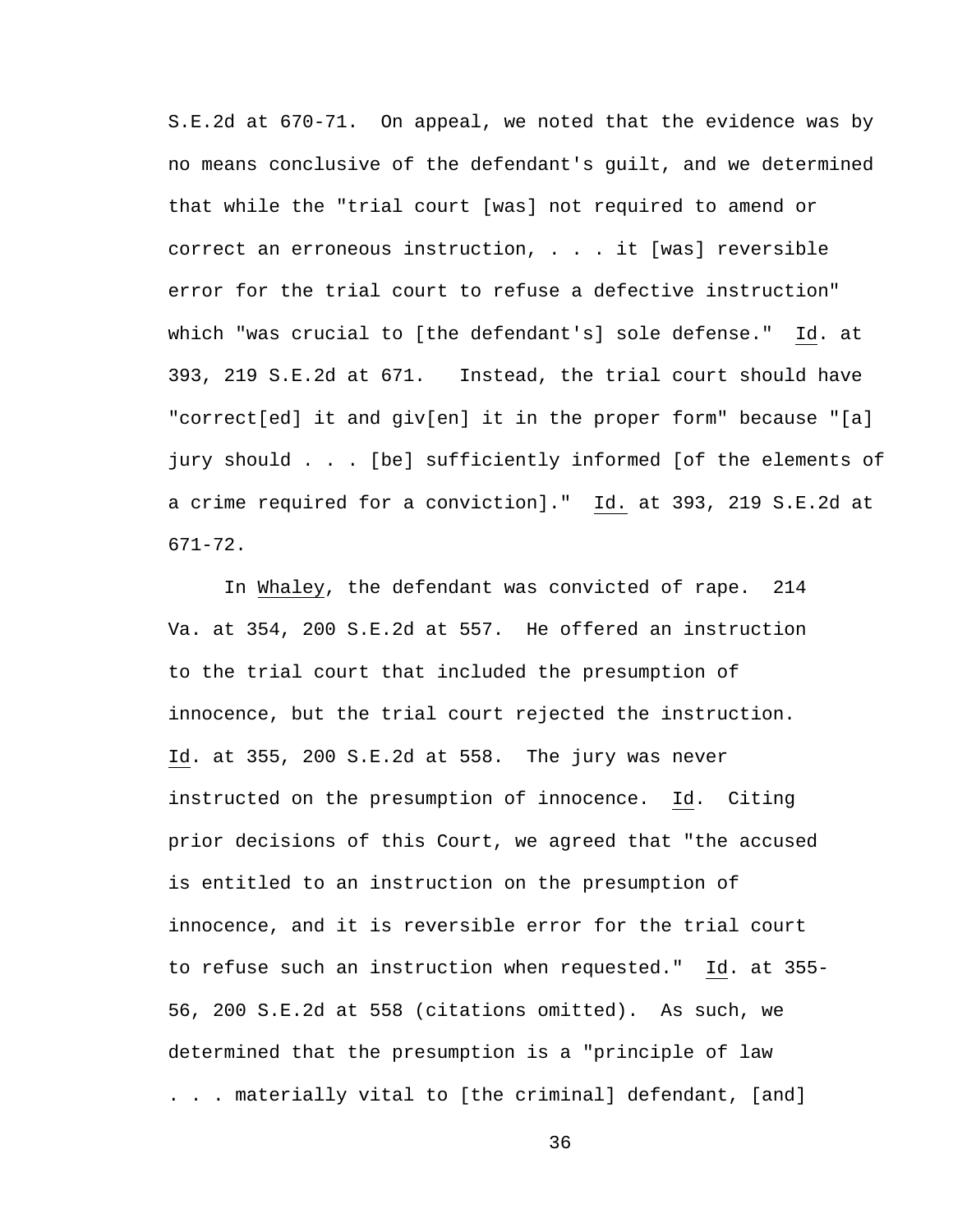S.E.2d at 670-71. On appeal, we noted that the evidence was by no means conclusive of the defendant's guilt, and we determined that while the "trial court [was] not required to amend or correct an erroneous instruction, . . . it [was] reversible error for the trial court to refuse a defective instruction" which "was crucial to [the defendant's] sole defense." Id. at 393, 219 S.E.2d at 671. Instead, the trial court should have "correct[ed] it and giv[en] it in the proper form" because "[a] jury should . . . [be] sufficiently informed [of the elements of a crime required for a conviction]." Id. at 393, 219 S.E.2d at 671-72.

In Whaley, the defendant was convicted of rape. 214 Va. at 354, 200 S.E.2d at 557. He offered an instruction to the trial court that included the presumption of innocence, but the trial court rejected the instruction. Id. at 355, 200 S.E.2d at 558. The jury was never instructed on the presumption of innocence. Id. Citing prior decisions of this Court, we agreed that "the accused is entitled to an instruction on the presumption of innocence, and it is reversible error for the trial court to refuse such an instruction when requested." Id. at 355-56, 200 S.E.2d at 558 (citations omitted). As such, we determined that the presumption is a "principle of law . . . materially vital to [the criminal] defendant, [and]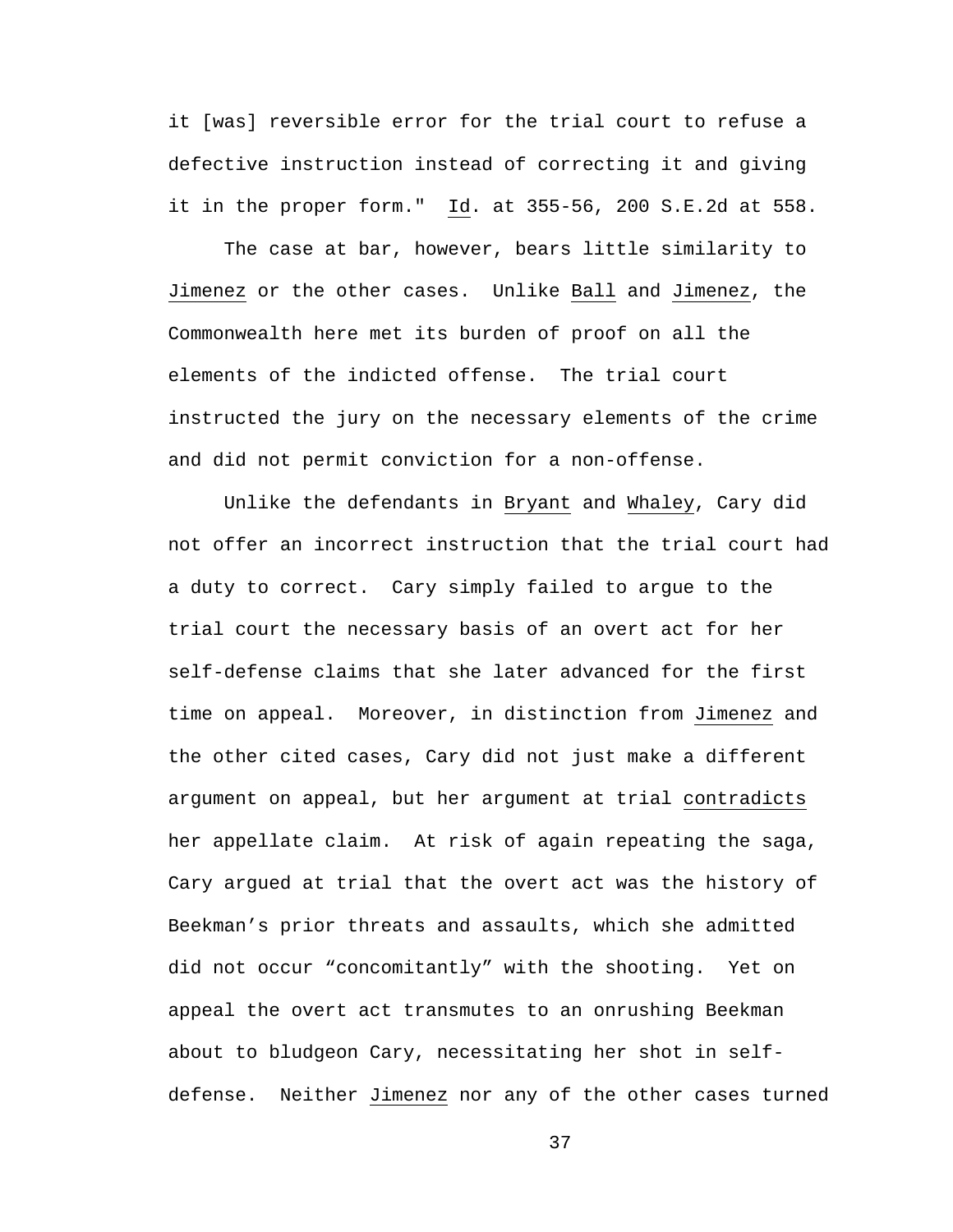it [was] reversible error for the trial court to refuse a defective instruction instead of correcting it and giving it in the proper form." Id. at 355-56, 200 S.E.2d at 558.

The case at bar, however, bears little similarity to Jimenez or the other cases. Unlike Ball and Jimenez, the Commonwealth here met its burden of proof on all the elements of the indicted offense. The trial court instructed the jury on the necessary elements of the crime and did not permit conviction for a non-offense.

Unlike the defendants in Bryant and Whaley, Cary did not offer an incorrect instruction that the trial court had a duty to correct. Cary simply failed to argue to the trial court the necessary basis of an overt act for her self-defense claims that she later advanced for the first time on appeal. Moreover, in distinction from Jimenez and the other cited cases, Cary did not just make a different argument on appeal, but her argument at trial contradicts her appellate claim. At risk of again repeating the saga, Cary argued at trial that the overt act was the history of Beekman's prior threats and assaults, which she admitted did not occur "concomitantly" with the shooting. Yet on appeal the overt act transmutes to an onrushing Beekman about to bludgeon Cary, necessitating her shot in self-defense. Neither Jimenez nor any of the other cases turned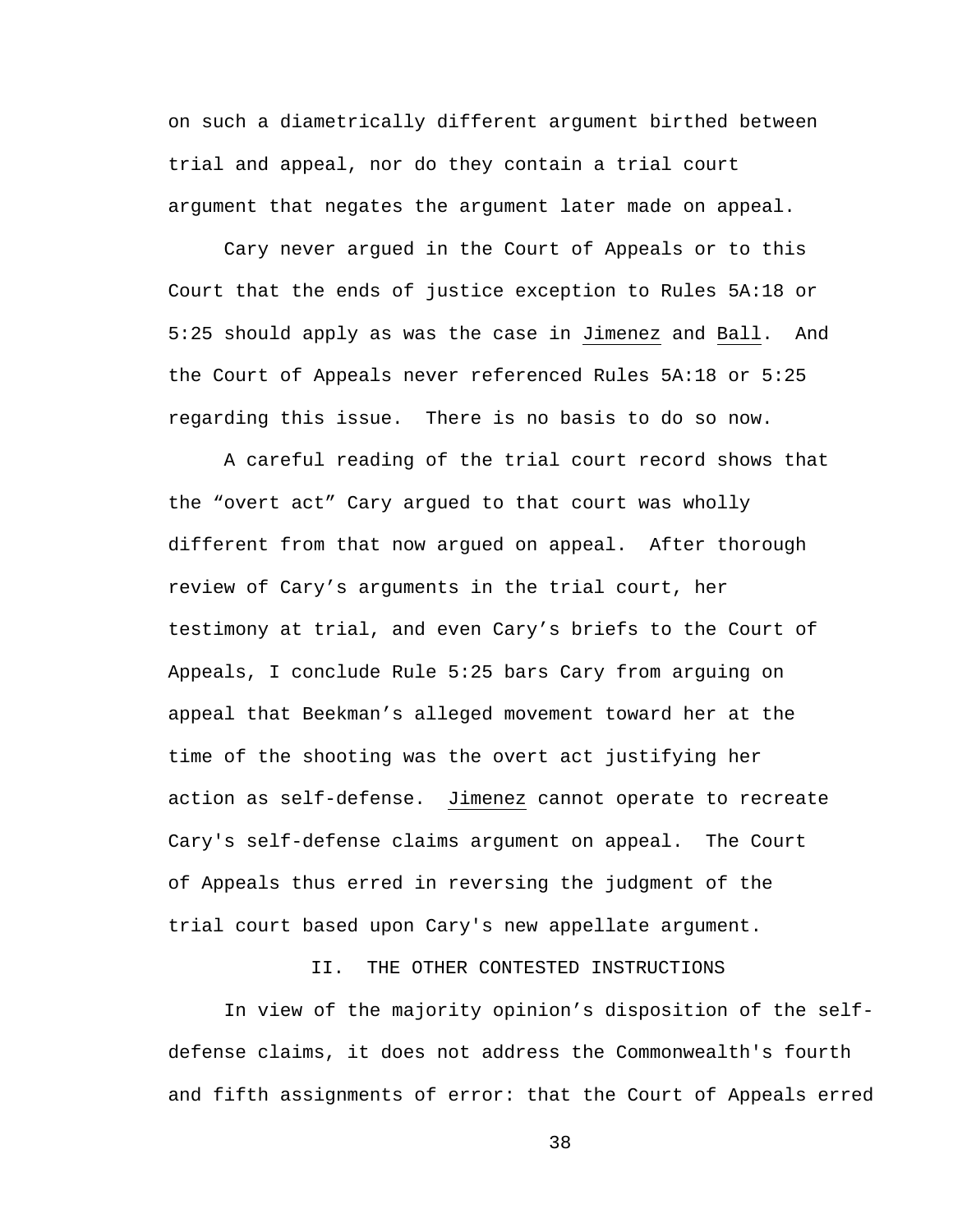on such a diametrically different argument birthed between trial and appeal, nor do they contain a trial court argument that negates the argument later made on appeal.

Cary never argued in the Court of Appeals or to this Court that the ends of justice exception to Rules 5A:18 or 5:25 should apply as was the case in Jimenez and Ball. And the Court of Appeals never referenced Rules 5A:18 or 5:25 regarding this issue. There is no basis to do so now.

A careful reading of the trial court record shows that the "overt act" Cary argued to that court was wholly different from that now argued on appeal. After thorough review of Cary's arguments in the trial court, her testimony at trial, and even Cary's briefs to the Court of Appeals, I conclude Rule 5:25 bars Cary from arguing on appeal that Beekman's alleged movement toward her at the time of the shooting was the overt act justifying her action as self-defense. Jimenez cannot operate to recreate Cary's self-defense claims argument on appeal. The Court of Appeals thus erred in reversing the judgment of the trial court based upon Cary's new appellate argument.

## II. THE OTHER CONTESTED INSTRUCTIONS

In view of the majority opinion's disposition of the self-defense claims, it does not address the Commonwealth's fourth and fifth assignments of error: that the Court of Appeals erred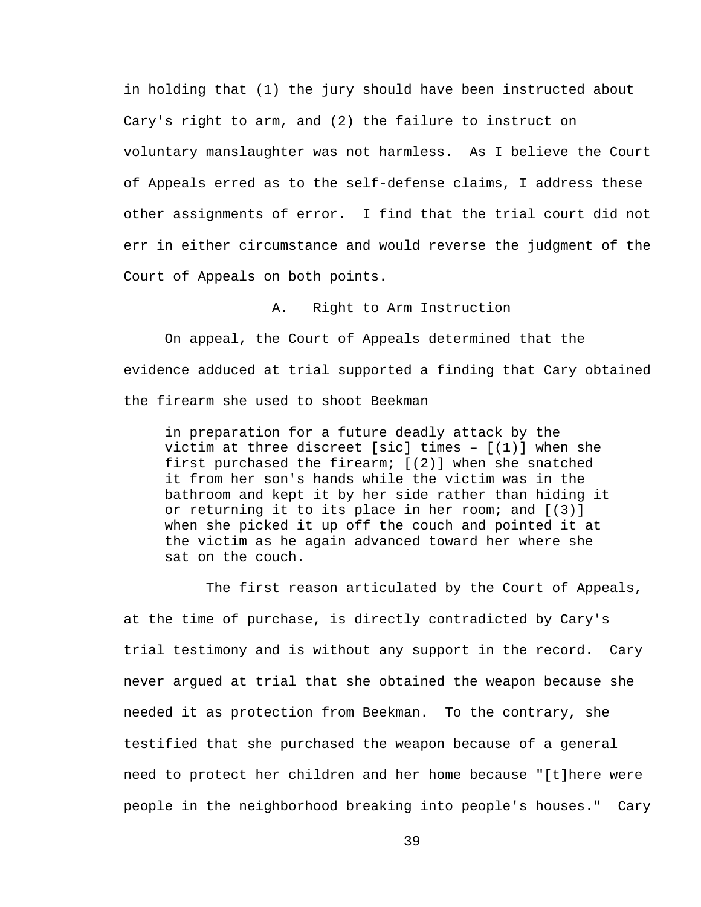in holding that (1) the jury should have been instructed about Cary's right to arm, and (2) the failure to instruct on voluntary manslaughter was not harmless. As I believe the Court of Appeals erred as to the self-defense claims, I address these other assignments of error. I find that the trial court did not err in either circumstance and would reverse the judgment of the Court of Appeals on both points.

### A. Right to Arm Instruction

On appeal, the Court of Appeals determined that the evidence adduced at trial supported a finding that Cary obtained the firearm she used to shoot Beekman

> in preparation for a future deadly attack by the victim at three discreet [sic] times – [(1)] when she first purchased the firearm; [(2)] when she snatched it from her son's hands while the victim was in the bathroom and kept it by her side rather than hiding it or returning it to its place in her room; and [(3)] when she picked it up off the couch and pointed it at the victim as he again advanced toward her where she sat on the couch.

The first reason articulated by the Court of Appeals, at the time of purchase, is directly contradicted by Cary's trial testimony and is without any support in the record. Cary never argued at trial that she obtained the weapon because she needed it as protection from Beekman. To the contrary, she testified that she purchased the weapon because of a general need to protect her children and her home because "[t]here were people in the neighborhood breaking into people's houses." Cary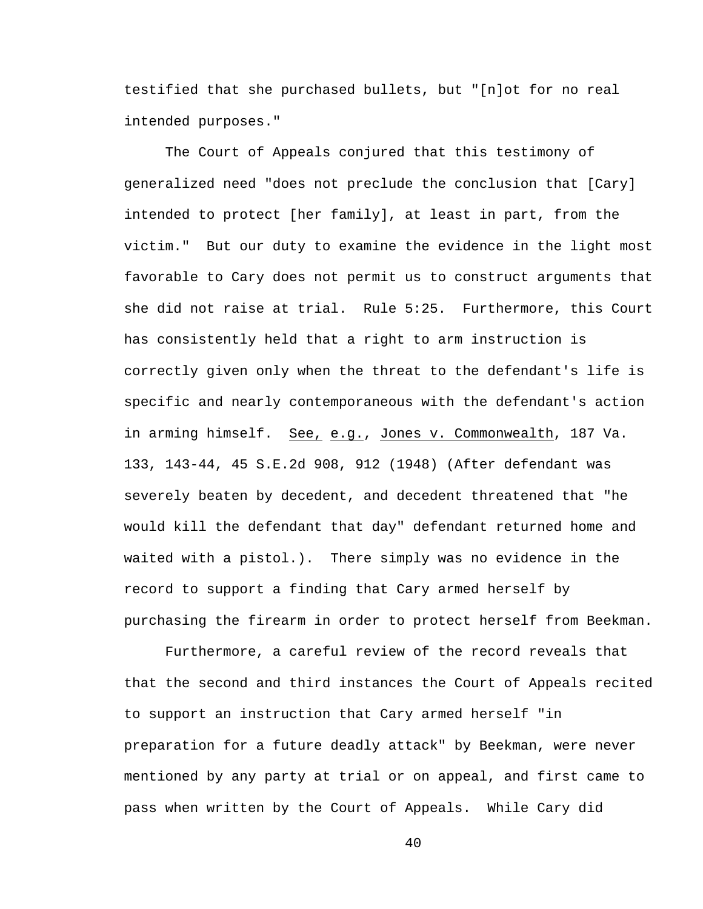testified that she purchased bullets, but "[n]ot for no real intended purposes."

The Court of Appeals conjured that this testimony of generalized need "does not preclude the conclusion that [Cary] intended to protect [her family], at least in part, from the victim." But our duty to examine the evidence in the light most favorable to Cary does not permit us to construct arguments that she did not raise at trial. Rule 5:25. Furthermore, this Court has consistently held that a right to arm instruction is correctly given only when the threat to the defendant's life is specific and nearly contemporaneous with the defendant's action in arming himself. See, e.g., Jones v. Commonwealth, 187 Va. 133, 143-44, 45 S.E.2d 908, 912 (1948) (After defendant was severely beaten by decedent, and decedent threatened that "he would kill the defendant that day" defendant returned home and waited with a pistol.). There simply was no evidence in the record to support a finding that Cary armed herself by purchasing the firearm in order to protect herself from Beekman.

Furthermore, a careful review of the record reveals that that the second and third instances the Court of Appeals recited to support an instruction that Cary armed herself "in preparation for a future deadly attack" by Beekman, were never mentioned by any party at trial or on appeal, and first came to pass when written by the Court of Appeals. While Cary did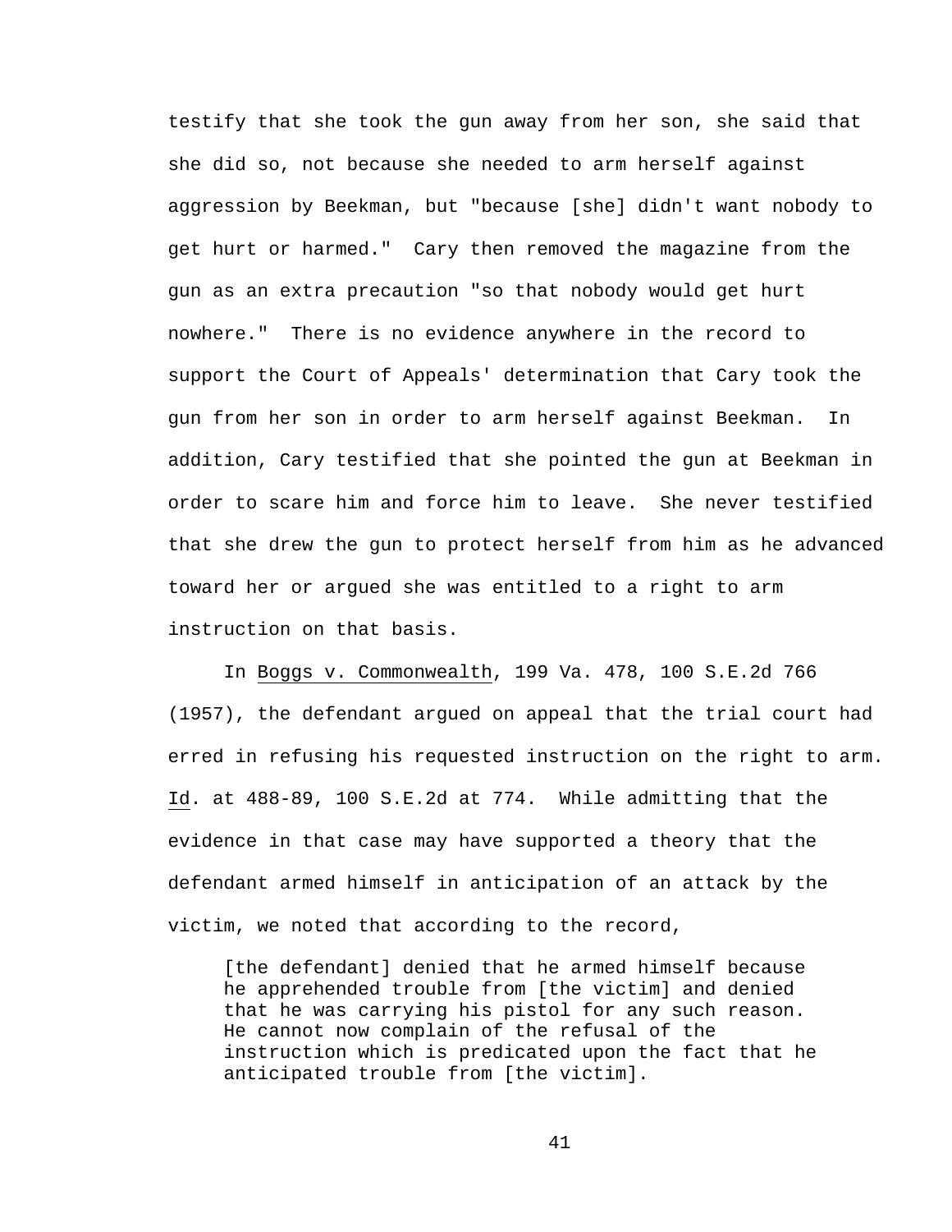testify that she took the gun away from her son, she said that she did so, not because she needed to arm herself against aggression by Beekman, but "because [she] didn't want nobody to get hurt or harmed." Cary then removed the magazine from the gun as an extra precaution "so that nobody would get hurt nowhere." There is no evidence anywhere in the record to support the Court of Appeals' determination that Cary took the gun from her son in order to arm herself against Beekman. In addition, Cary testified that she pointed the gun at Beekman in order to scare him and force him to leave. She never testified that she drew the gun to protect herself from him as he advanced toward her or argued she was entitled to a right to arm instruction on that basis.

In Boggs v. Commonwealth, 199 Va. 478, 100 S.E.2d 766 (1957), the defendant argued on appeal that the trial court had erred in refusing his requested instruction on the right to arm. Id. at 488-89, 100 S.E.2d at 774. While admitting that the evidence in that case may have supported a theory that the defendant armed himself in anticipation of an attack by the victim, we noted that according to the record,

> [the defendant] denied that he armed himself because he apprehended trouble from [the victim] and denied that he was carrying his pistol for any such reason. He cannot now complain of the refusal of the instruction which is predicated upon the fact that he anticipated trouble from [the victim].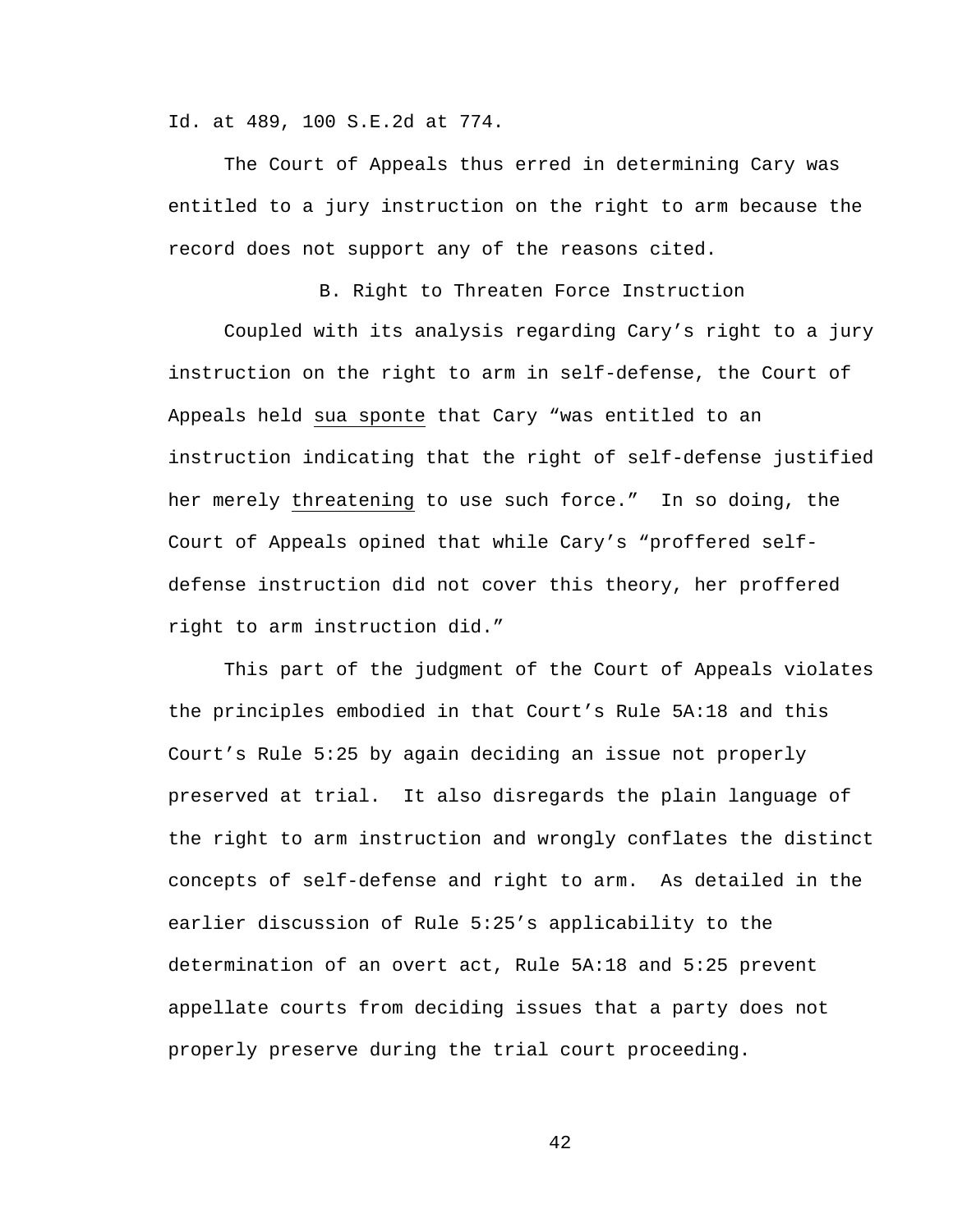Id. at 489, 100 S.E.2d at 774.

The Court of Appeals thus erred in determining Cary was entitled to a jury instruction on the right to arm because the record does not support any of the reasons cited.

### B. Right to Threaten Force Instruction

Coupled with its analysis regarding Cary's right to a jury instruction on the right to arm in self-defense, the Court of Appeals held sua sponte that Cary "was entitled to an instruction indicating that the right of self-defense justified her merely threatening to use such force." In so doing, the Court of Appeals opined that while Cary's "proffered self-defense instruction did not cover this theory, her proffered right to arm instruction did."

This part of the judgment of the Court of Appeals violates the principles embodied in that Court's Rule 5A:18 and this Court's Rule 5:25 by again deciding an issue not properly preserved at trial. It also disregards the plain language of the right to arm instruction and wrongly conflates the distinct concepts of self-defense and right to arm. As detailed in the earlier discussion of Rule 5:25's applicability to the determination of an overt act, Rule 5A:18 and 5:25 prevent appellate courts from deciding issues that a party does not properly preserve during the trial court proceeding.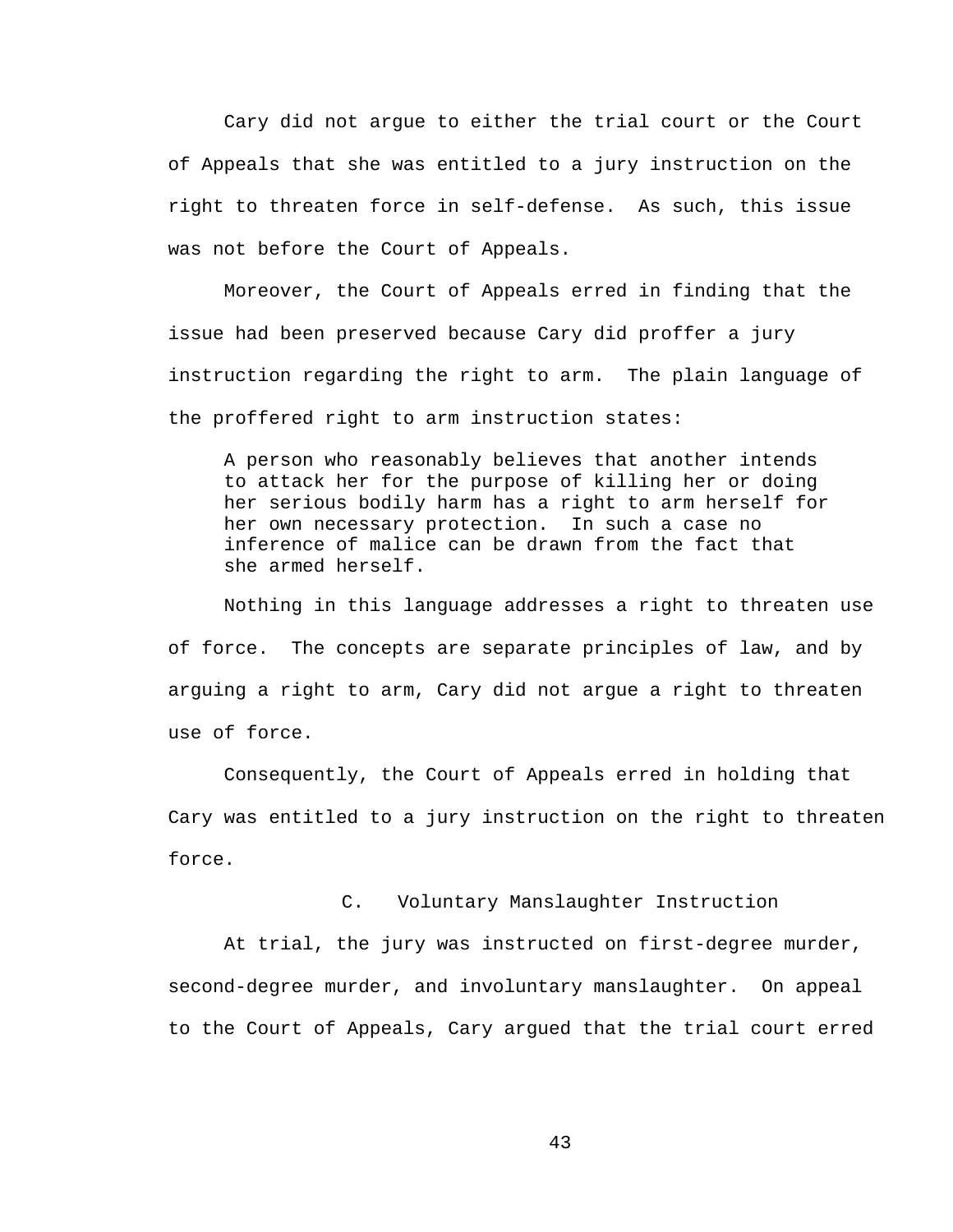Cary did not argue to either the trial court or the Court of Appeals that she was entitled to a jury instruction on the right to threaten force in self-defense. As such, this issue was not before the Court of Appeals.

Moreover, the Court of Appeals erred in finding that the issue had been preserved because Cary did proffer a jury instruction regarding the right to arm. The plain language of the proffered right to arm instruction states:

> A person who reasonably believes that another intends to attack her for the purpose of killing her or doing her serious bodily harm has a right to arm herself for her own necessary protection. In such a case no inference of malice can be drawn from the fact that she armed herself.

Nothing in this language addresses a right to threaten use of force. The concepts are separate principles of law, and by arguing a right to arm, Cary did not argue a right to threaten use of force.

Consequently, the Court of Appeals erred in holding that Cary was entitled to a jury instruction on the right to threaten force.

### C. Voluntary Manslaughter Instruction

At trial, the jury was instructed on first-degree murder, second-degree murder, and involuntary manslaughter. On appeal to the Court of Appeals, Cary argued that the trial court erred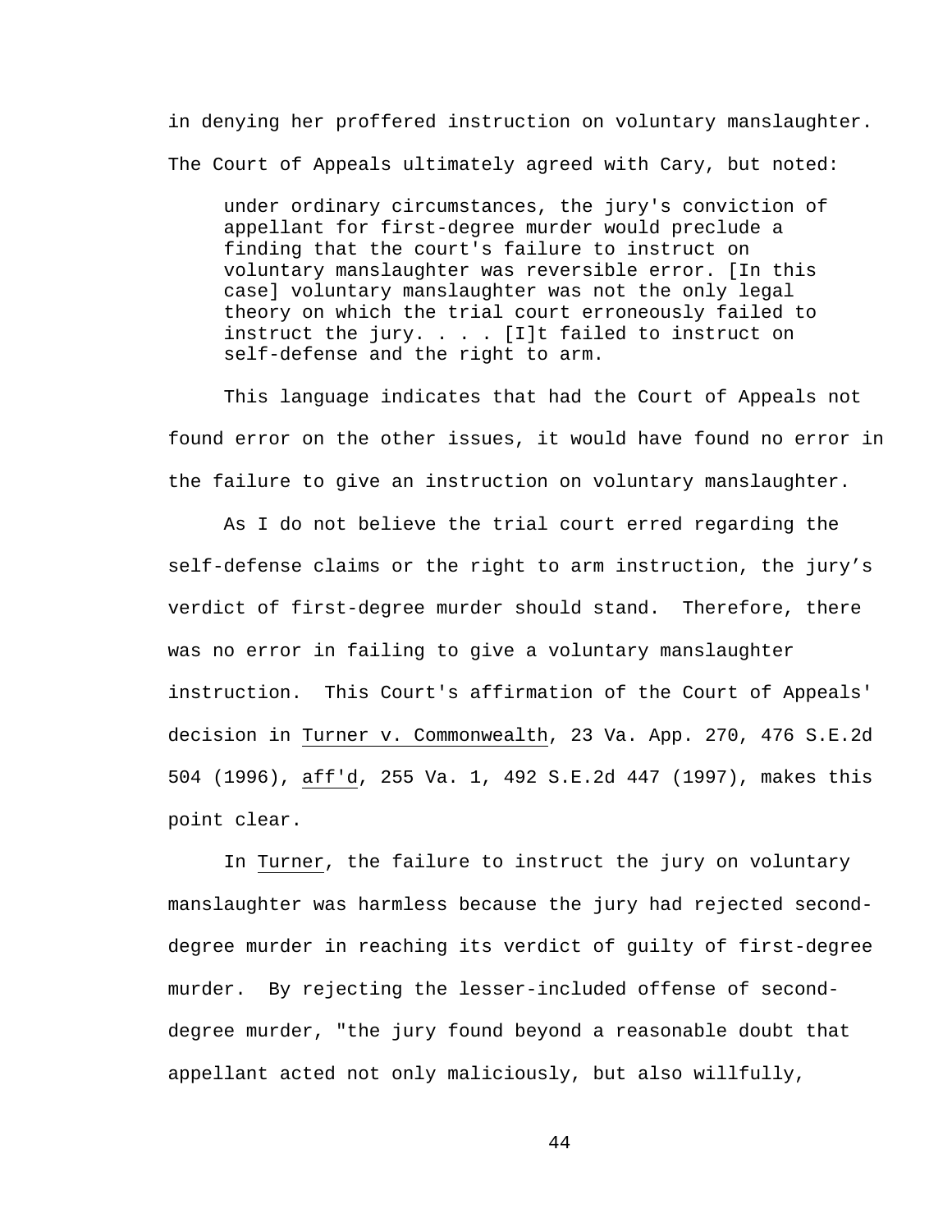in denying her proffered instruction on voluntary manslaughter. The Court of Appeals ultimately agreed with Cary, but noted:

> under ordinary circumstances, the jury's conviction of appellant for first-degree murder would preclude a finding that the court's failure to instruct on voluntary manslaughter was reversible error. [In this case] voluntary manslaughter was not the only legal theory on which the trial court erroneously failed to instruct the jury. . . . [I]t failed to instruct on self-defense and the right to arm.

This language indicates that had the Court of Appeals not found error on the other issues, it would have found no error in the failure to give an instruction on voluntary manslaughter.

As I do not believe the trial court erred regarding the self-defense claims or the right to arm instruction, the jury's verdict of first-degree murder should stand. Therefore, there was no error in failing to give a voluntary manslaughter instruction. This Court's affirmation of the Court of Appeals' decision in Turner v. Commonwealth, 23 Va. App. 270, 476 S.E.2d 504 (1996), aff'd, 255 Va. 1, 492 S.E.2d 447 (1997), makes this point clear.

In Turner, the failure to instruct the jury on voluntary manslaughter was harmless because the jury had rejected second-degree murder in reaching its verdict of guilty of first-degree murder. By rejecting the lesser-included offense of second-degree murder, "the jury found beyond a reasonable doubt that appellant acted not only maliciously, but also willfully,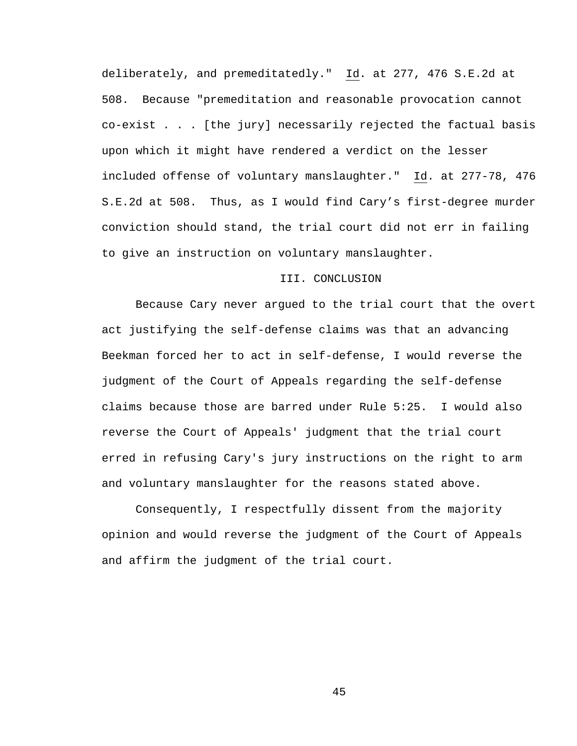deliberately, and premeditatedly." Id. at 277, 476 S.E.2d at 508. Because "premeditation and reasonable provocation cannot co-exist . . . [the jury] necessarily rejected the factual basis upon which it might have rendered a verdict on the lesser included offense of voluntary manslaughter." Id. at 277-78, 476 S.E.2d at 508. Thus, as I would find Cary's first-degree murder conviction should stand, the trial court did not err in failing to give an instruction on voluntary manslaughter.

## III. CONCLUSION

Because Cary never argued to the trial court that the overt act justifying the self-defense claims was that an advancing Beekman forced her to act in self-defense, I would reverse the judgment of the Court of Appeals regarding the self-defense claims because those are barred under Rule 5:25. I would also reverse the Court of Appeals' judgment that the trial court erred in refusing Cary's jury instructions on the right to arm and voluntary manslaughter for the reasons stated above.

Consequently, I respectfully dissent from the majority opinion and would reverse the judgment of the Court of Appeals and affirm the judgment of the trial court.